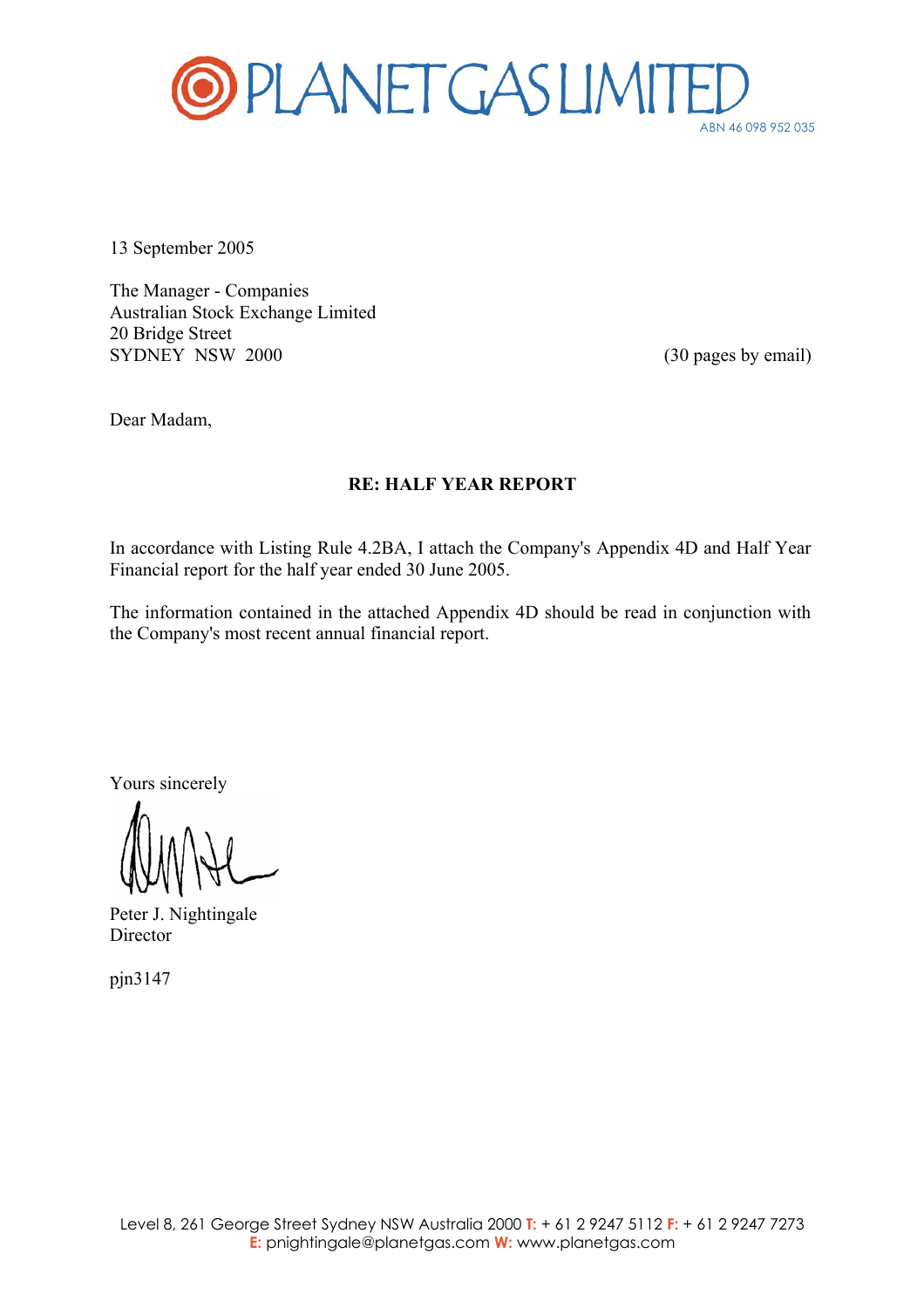# PLANET GAS LIMITED

ABN 46 098 952 035

13 September 2005

The Manager - Companies
Australian Stock Exchange Limited
20 Bridge Street
SYDNEY NSW 2000

(30 pages by email)

Dear Madam,

**RE: HALF YEAR REPORT**

In accordance with Listing Rule 4.2BA, I attach the Company's Appendix 4D and Half Year Financial report for the half year ended 30 June 2005.

The information contained in the attached Appendix 4D should be read in conjunction with the Company's most recent annual financial report.

Yours sincerely

Peter J. Nightingale
Director

pjn3147

Level 8, 261 George Street Sydney NSW Australia 2000 **T:** + 61 2 9247 5112 **F:** + 61 2 9247 7273
**E:** pnightingale@planetgas.com **W:** www.planetgas.com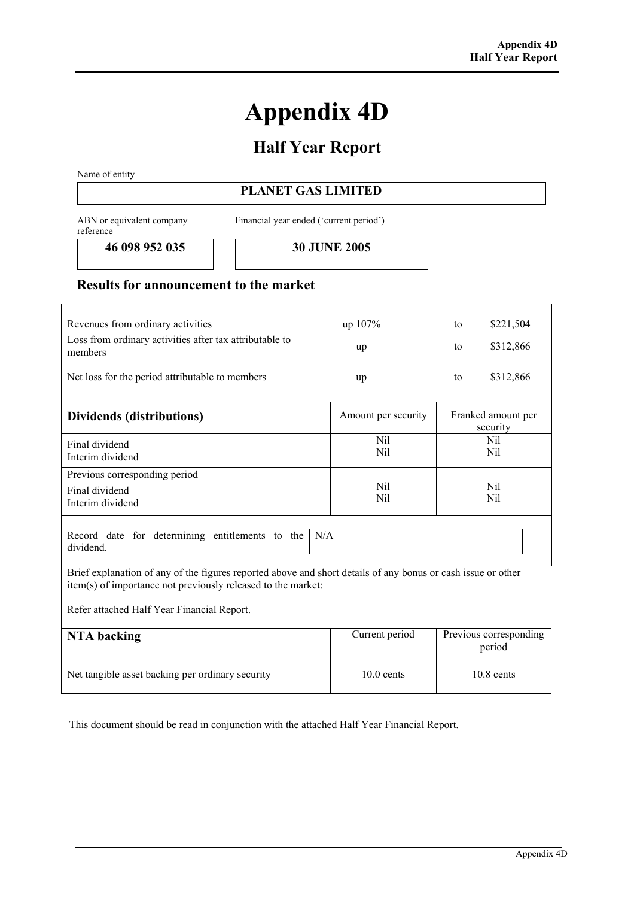# Appendix 4D

## Half Year Report

Name of entity

**PLANET GAS LIMITED**

| ABN or equivalent company reference | Financial year ended ('current period') |
|---|---|
| **46 098 952 035** | **30 JUNE 2005** |

### Results for announcement to the market

| | | | |
|---|---|---|---|
| Revenues from ordinary activities | up 107% | to | $221,504 |
| Loss from ordinary activities after tax attributable to members | up | to | $312,866 |
| Net loss for the period attributable to members | up | to | $312,866 |

| Dividends (distributions) | Amount per security | Franked amount per security |
|---|---|---|
| Final dividend<br>Interim dividend | Nil<br>Nil | Nil<br>Nil |
| Previous corresponding period<br>Final dividend<br>Interim dividend | Nil<br>Nil | Nil<br>Nil |

Record date for determining entitlements to the dividend. N/A

Brief explanation of any of the figures reported above and short details of any bonus or cash issue or other item(s) of importance not previously released to the market:

Refer attached Half Year Financial Report.

| NTA backing | Current period | Previous corresponding period |
|---|---|---|
| Net tangible asset backing per ordinary security | 10.0 cents | 10.8 cents |

This document should be read in conjunction with the attached Half Year Financial Report.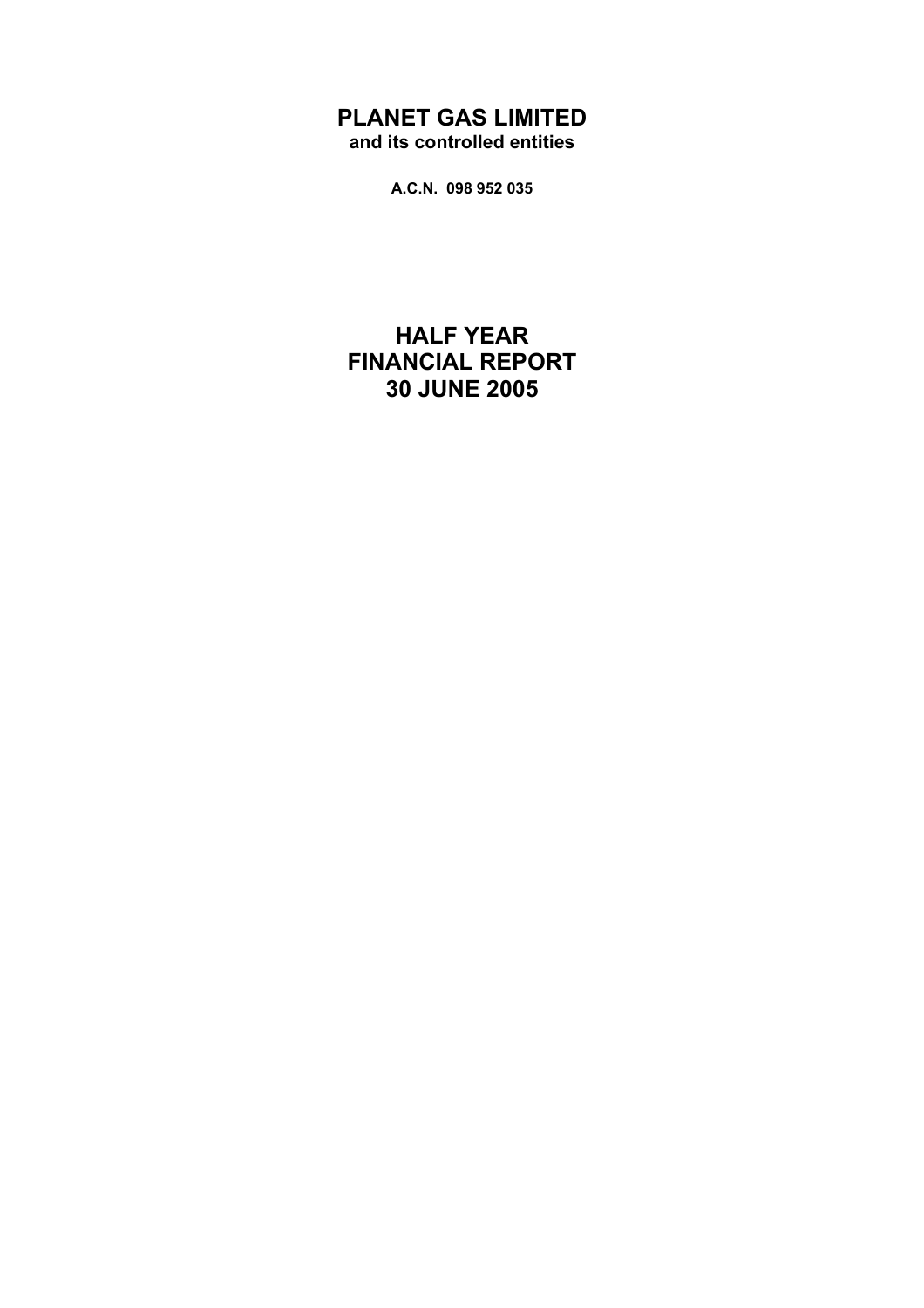# PLANET GAS LIMITED

**and its controlled entities**

**A.C.N. 098 952 035**

# HALF YEAR
# FINANCIAL REPORT
# 30 JUNE 2005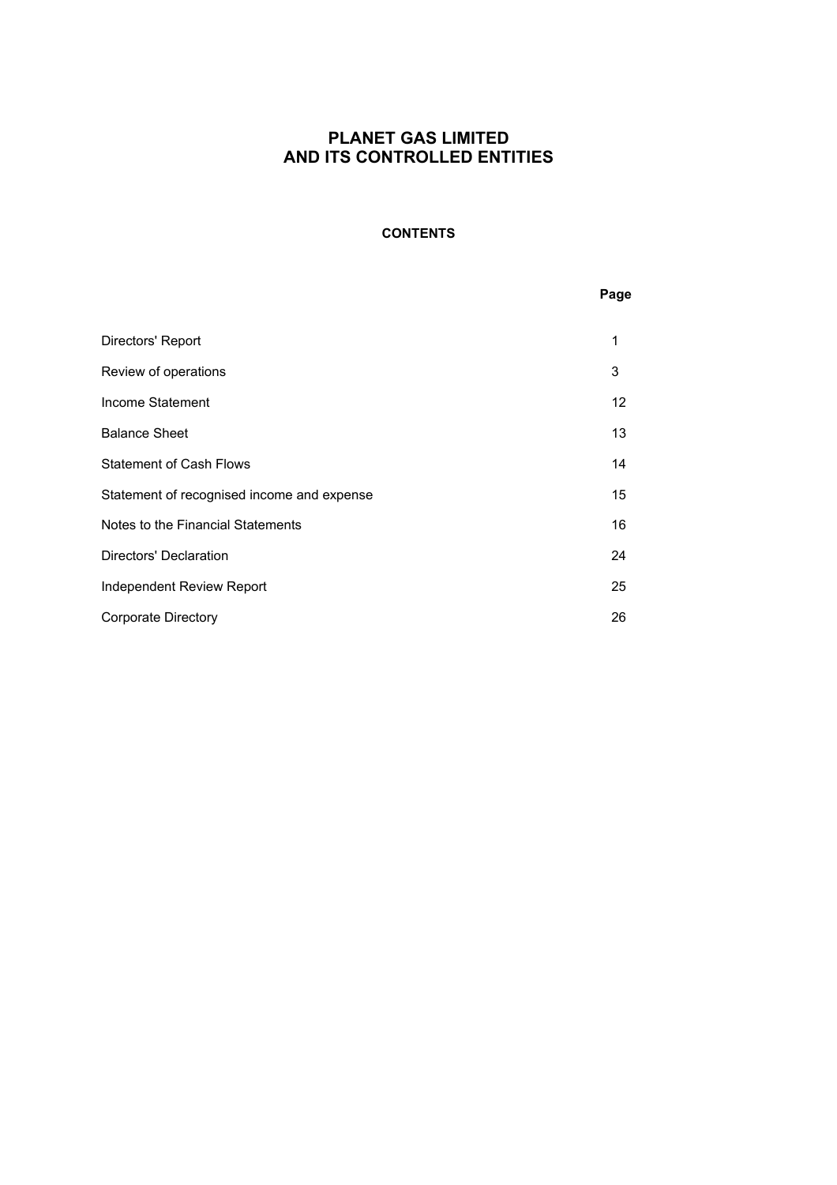# PLANET GAS LIMITED
# AND ITS CONTROLLED ENTITIES

## CONTENTS

| | Page |
|---|---|
| Directors' Report | 1 |
| Review of operations | 3 |
| Income Statement | 12 |
| Balance Sheet | 13 |
| Statement of Cash Flows | 14 |
| Statement of recognised income and expense | 15 |
| Notes to the Financial Statements | 16 |
| Directors' Declaration | 24 |
| Independent Review Report | 25 |
| Corporate Directory | 26 |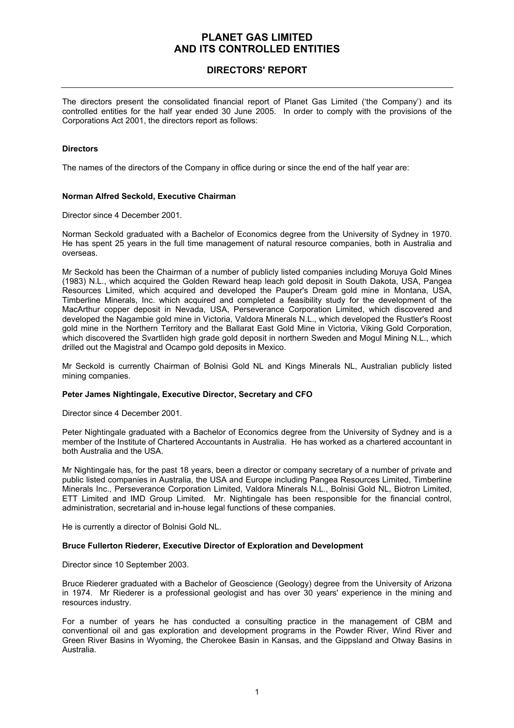# PLANET GAS LIMITED
# AND ITS CONTROLLED ENTITIES

## DIRECTORS' REPORT

The directors present the consolidated financial report of Planet Gas Limited ('the Company') and its controlled entities for the half year ended 30 June 2005. In order to comply with the provisions of the Corporations Act 2001, the directors report as follows:

### Directors

The names of the directors of the Company in office during or since the end of the half year are:

#### Norman Alfred Seckold, Executive Chairman

Director since 4 December 2001.

Norman Seckold graduated with a Bachelor of Economics degree from the University of Sydney in 1970. He has spent 25 years in the full time management of natural resource companies, both in Australia and overseas.

Mr Seckold has been the Chairman of a number of publicly listed companies including Moruya Gold Mines (1983) N.L., which acquired the Golden Reward heap leach gold deposit in South Dakota, USA, Pangea Resources Limited, which acquired and developed the Pauper's Dream gold mine in Montana, USA, Timberline Minerals, Inc. which acquired and completed a feasibility study for the development of the MacArthur copper deposit in Nevada, USA, Perseverance Corporation Limited, which discovered and developed the Nagambie gold mine in Victoria, Valdora Minerals N.L., which developed the Rustler's Roost gold mine in the Northern Territory and the Ballarat East Gold Mine in Victoria, Viking Gold Corporation, which discovered the Svartliden high grade gold deposit in northern Sweden and Mogul Mining N.L., which drilled out the Magistral and Ocampo gold deposits in Mexico.

Mr Seckold is currently Chairman of Bolnisi Gold NL and Kings Minerals NL, Australian publicly listed mining companies.

#### Peter James Nightingale, Executive Director, Secretary and CFO

Director since 4 December 2001.

Peter Nightingale graduated with a Bachelor of Economics degree from the University of Sydney and is a member of the Institute of Chartered Accountants in Australia. He has worked as a chartered accountant in both Australia and the USA.

Mr Nightingale has, for the past 18 years, been a director or company secretary of a number of private and public listed companies in Australia, the USA and Europe including Pangea Resources Limited, Timberline Minerals Inc., Perseverance Corporation Limited, Valdora Minerals N.L., Bolnisi Gold NL, Biotron Limited, ETT Limited and IMD Group Limited. Mr. Nightingale has been responsible for the financial control, administration, secretarial and in-house legal functions of these companies.

He is currently a director of Bolnisi Gold NL.

#### Bruce Fullerton Riederer, Executive Director of Exploration and Development

Director since 10 September 2003.

Bruce Riederer graduated with a Bachelor of Geoscience (Geology) degree from the University of Arizona in 1974. Mr Riederer is a professional geologist and has over 30 years' experience in the mining and resources industry.

For a number of years he has conducted a consulting practice in the management of CBM and conventional oil and gas exploration and development programs in the Powder River, Wind River and Green River Basins in Wyoming, the Cherokee Basin in Kansas, and the Gippsland and Otway Basins in Australia.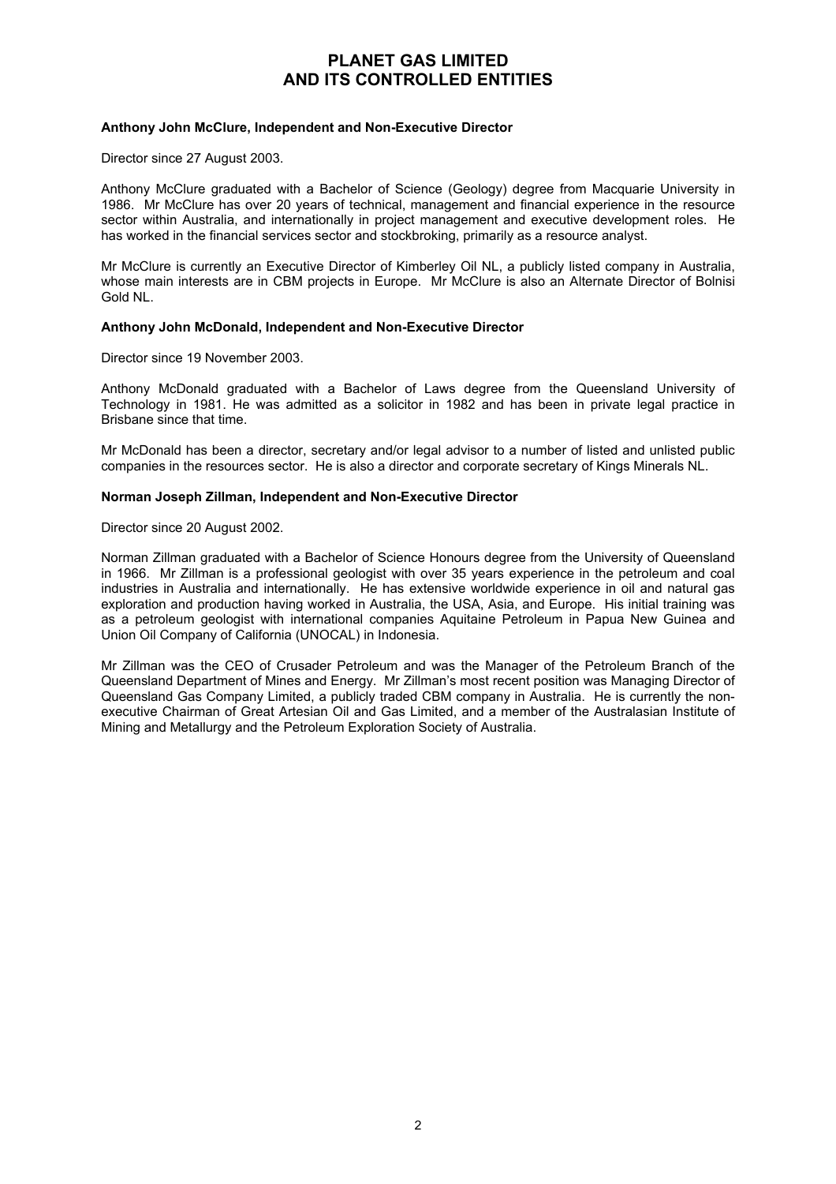**Anthony John McClure, Independent and Non-Executive Director**

Director since 27 August 2003.

Anthony McClure graduated with a Bachelor of Science (Geology) degree from Macquarie University in 1986. Mr McClure has over 20 years of technical, management and financial experience in the resource sector within Australia, and internationally in project management and executive development roles. He has worked in the financial services sector and stockbroking, primarily as a resource analyst.

Mr McClure is currently an Executive Director of Kimberley Oil NL, a publicly listed company in Australia, whose main interests are in CBM projects in Europe. Mr McClure is also an Alternate Director of Bolnisi Gold NL.

**Anthony John McDonald, Independent and Non-Executive Director**

Director since 19 November 2003.

Anthony McDonald graduated with a Bachelor of Laws degree from the Queensland University of Technology in 1981. He was admitted as a solicitor in 1982 and has been in private legal practice in Brisbane since that time.

Mr McDonald has been a director, secretary and/or legal advisor to a number of listed and unlisted public companies in the resources sector. He is also a director and corporate secretary of Kings Minerals NL.

**Norman Joseph Zillman, Independent and Non-Executive Director**

Director since 20 August 2002.

Norman Zillman graduated with a Bachelor of Science Honours degree from the University of Queensland in 1966. Mr Zillman is a professional geologist with over 35 years experience in the petroleum and coal industries in Australia and internationally. He has extensive worldwide experience in oil and natural gas exploration and production having worked in Australia, the USA, Asia, and Europe. His initial training was as a petroleum geologist with international companies Aquitaine Petroleum in Papua New Guinea and Union Oil Company of California (UNOCAL) in Indonesia.

Mr Zillman was the CEO of Crusader Petroleum and was the Manager of the Petroleum Branch of the Queensland Department of Mines and Energy. Mr Zillman's most recent position was Managing Director of Queensland Gas Company Limited, a publicly traded CBM company in Australia. He is currently the non-executive Chairman of Great Artesian Oil and Gas Limited, and a member of the Australasian Institute of Mining and Metallurgy and the Petroleum Exploration Society of Australia.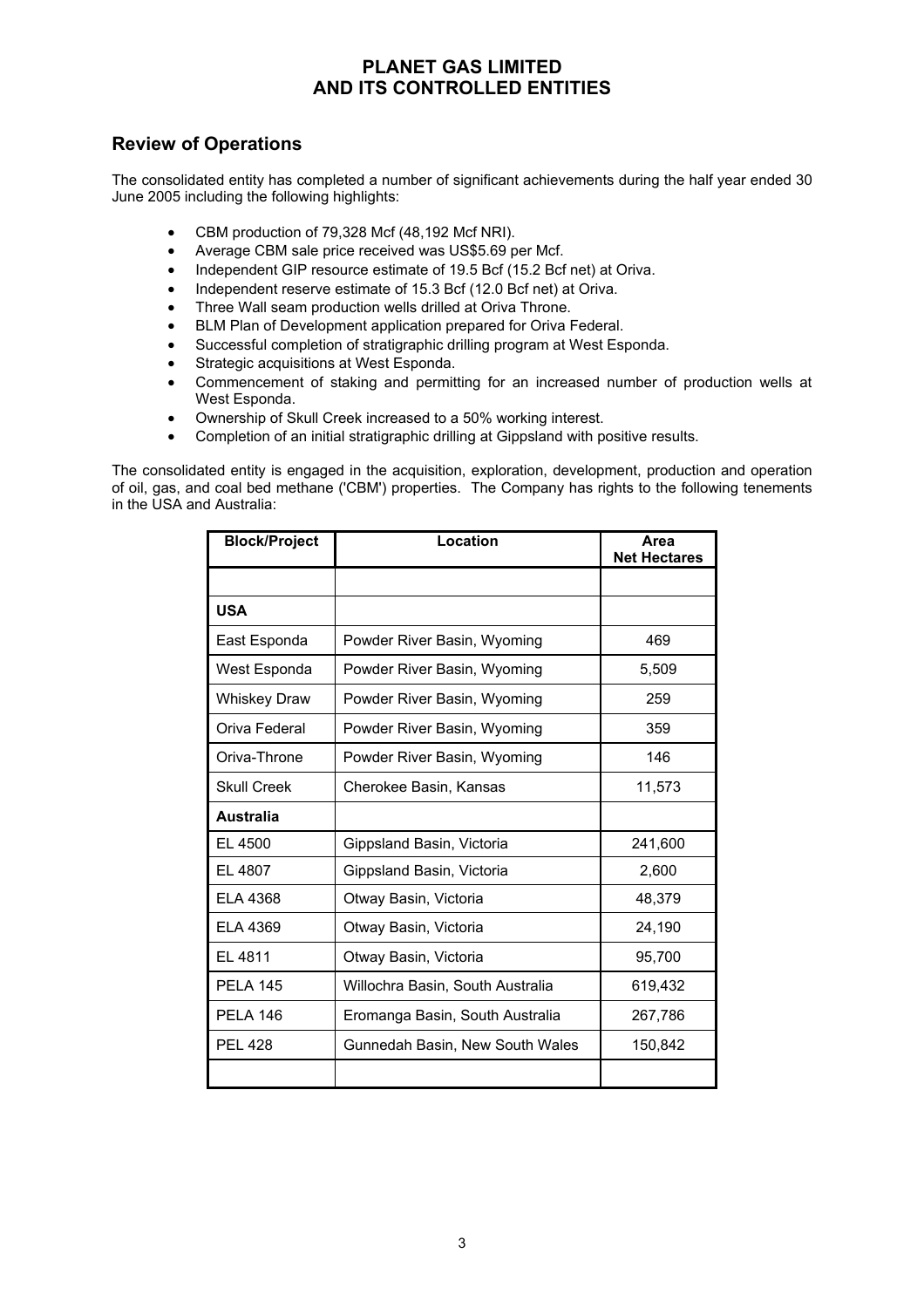# PLANET GAS LIMITED
# AND ITS CONTROLLED ENTITIES

## Review of Operations

The consolidated entity has completed a number of significant achievements during the half year ended 30 June 2005 including the following highlights:

- CBM production of 79,328 Mcf (48,192 Mcf NRI).
- Average CBM sale price received was US$5.69 per Mcf.
- Independent GIP resource estimate of 19.5 Bcf (15.2 Bcf net) at Oriva.
- Independent reserve estimate of 15.3 Bcf (12.0 Bcf net) at Oriva.
- Three Wall seam production wells drilled at Oriva Throne.
- BLM Plan of Development application prepared for Oriva Federal.
- Successful completion of stratigraphic drilling program at West Esponda.
- Strategic acquisitions at West Esponda.
- Commencement of staking and permitting for an increased number of production wells at West Esponda.
- Ownership of Skull Creek increased to a 50% working interest.
- Completion of an initial stratigraphic drilling at Gippsland with positive results.

The consolidated entity is engaged in the acquisition, exploration, development, production and operation of oil, gas, and coal bed methane ('CBM') properties. The Company has rights to the following tenements in the USA and Australia:

| Block/Project | Location | Area Net Hectares |
|---|---|---|
| | | |
| **USA** | | |
| East Esponda | Powder River Basin, Wyoming | 469 |
| West Esponda | Powder River Basin, Wyoming | 5,509 |
| Whiskey Draw | Powder River Basin, Wyoming | 259 |
| Oriva Federal | Powder River Basin, Wyoming | 359 |
| Oriva-Throne | Powder River Basin, Wyoming | 146 |
| Skull Creek | Cherokee Basin, Kansas | 11,573 |
| **Australia** | | |
| EL 4500 | Gippsland Basin, Victoria | 241,600 |
| EL 4807 | Gippsland Basin, Victoria | 2,600 |
| ELA 4368 | Otway Basin, Victoria | 48,379 |
| ELA 4369 | Otway Basin, Victoria | 24,190 |
| EL 4811 | Otway Basin, Victoria | 95,700 |
| PELA 145 | Willochra Basin, South Australia | 619,432 |
| PELA 146 | Eromanga Basin, South Australia | 267,786 |
| PEL 428 | Gunnedah Basin, New South Wales | 150,842 |
| | | |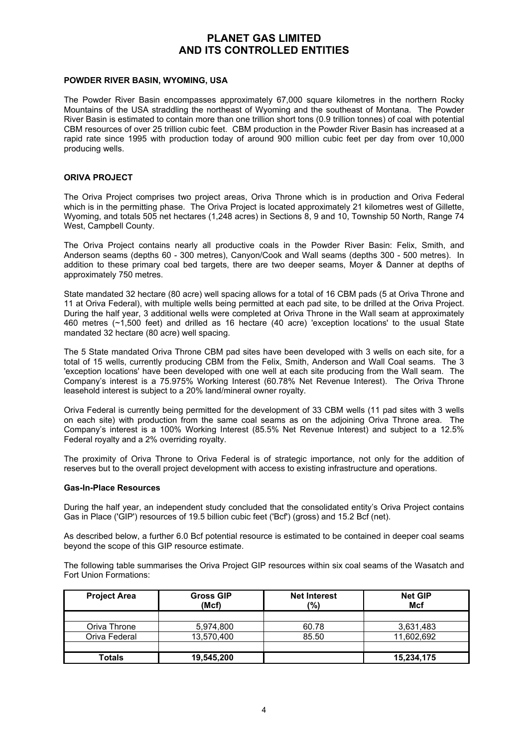**POWDER RIVER BASIN, WYOMING, USA**

The Powder River Basin encompasses approximately 67,000 square kilometres in the northern Rocky Mountains of the USA straddling the northeast of Wyoming and the southeast of Montana. The Powder River Basin is estimated to contain more than one trillion short tons (0.9 trillion tonnes) of coal with potential CBM resources of over 25 trillion cubic feet. CBM production in the Powder River Basin has increased at a rapid rate since 1995 with production today of around 900 million cubic feet per day from over 10,000 producing wells.

**ORIVA PROJECT**

The Oriva Project comprises two project areas, Oriva Throne which is in production and Oriva Federal which is in the permitting phase. The Oriva Project is located approximately 21 kilometres west of Gillette, Wyoming, and totals 505 net hectares (1,248 acres) in Sections 8, 9 and 10, Township 50 North, Range 74 West, Campbell County.

The Oriva Project contains nearly all productive coals in the Powder River Basin: Felix, Smith, and Anderson seams (depths 60 - 300 metres), Canyon/Cook and Wall seams (depths 300 - 500 metres). In addition to these primary coal bed targets, there are two deeper seams, Moyer & Danner at depths of approximately 750 metres.

State mandated 32 hectare (80 acre) well spacing allows for a total of 16 CBM pads (5 at Oriva Throne and 11 at Oriva Federal), with multiple wells being permitted at each pad site, to be drilled at the Oriva Project. During the half year, 3 additional wells were completed at Oriva Throne in the Wall seam at approximately 460 metres (~1,500 feet) and drilled as 16 hectare (40 acre) 'exception locations' to the usual State mandated 32 hectare (80 acre) well spacing.

The 5 State mandated Oriva Throne CBM pad sites have been developed with 3 wells on each site, for a total of 15 wells, currently producing CBM from the Felix, Smith, Anderson and Wall Coal seams. The 3 'exception locations' have been developed with one well at each site producing from the Wall seam. The Company's interest is a 75.975% Working Interest (60.78% Net Revenue Interest). The Oriva Throne leasehold interest is subject to a 20% land/mineral owner royalty.

Oriva Federal is currently being permitted for the development of 33 CBM wells (11 pad sites with 3 wells on each site) with production from the same coal seams as on the adjoining Oriva Throne area. The Company's interest is a 100% Working Interest (85.5% Net Revenue Interest) and subject to a 12.5% Federal royalty and a 2% overriding royalty.

The proximity of Oriva Throne to Oriva Federal is of strategic importance, not only for the addition of reserves but to the overall project development with access to existing infrastructure and operations.

**Gas-In-Place Resources**

During the half year, an independent study concluded that the consolidated entity's Oriva Project contains Gas in Place ('GIP') resources of 19.5 billion cubic feet ('Bcf') (gross) and 15.2 Bcf (net).

As described below, a further 6.0 Bcf potential resource is estimated to be contained in deeper coal seams beyond the scope of this GIP resource estimate.

The following table summarises the Oriva Project GIP resources within six coal seams of the Wasatch and Fort Union Formations:

| Project Area | Gross GIP (Mcf) | Net Interest (%) | Net GIP Mcf |
|---|---|---|---|
| | | | |
| Oriva Throne | 5,974,800 | 60.78 | 3,631,483 |
| Oriva Federal | 13,570,400 | 85.50 | 11,602,692 |
| | | | |
| **Totals** | **19,545,200** | | **15,234,175** |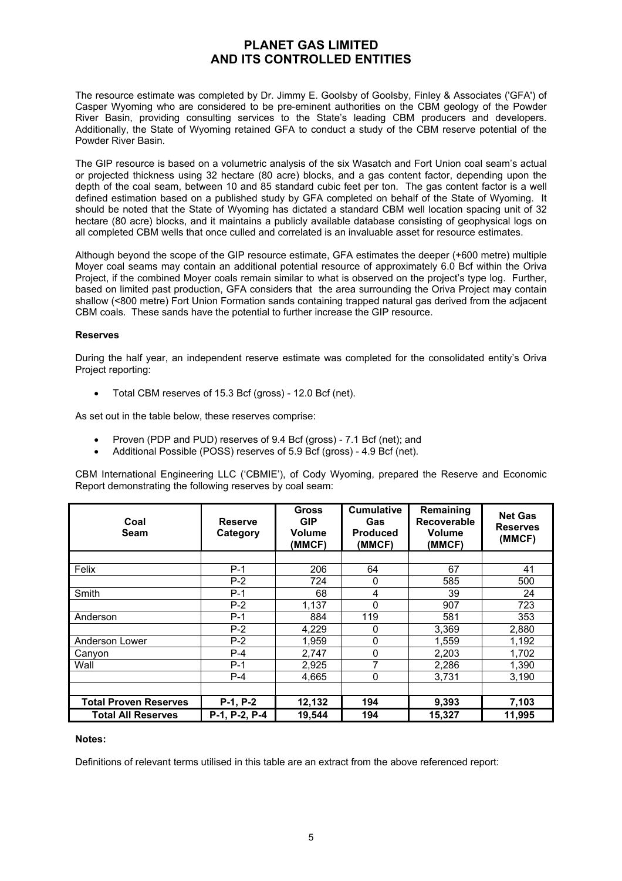The resource estimate was completed by Dr. Jimmy E. Goolsby of Goolsby, Finley & Associates ('GFA') of Casper Wyoming who are considered to be pre-eminent authorities on the CBM geology of the Powder River Basin, providing consulting services to the State's leading CBM producers and developers. Additionally, the State of Wyoming retained GFA to conduct a study of the CBM reserve potential of the Powder River Basin.

The GIP resource is based on a volumetric analysis of the six Wasatch and Fort Union coal seam's actual or projected thickness using 32 hectare (80 acre) blocks, and a gas content factor, depending upon the depth of the coal seam, between 10 and 85 standard cubic feet per ton. The gas content factor is a well defined estimation based on a published study by GFA completed on behalf of the State of Wyoming. It should be noted that the State of Wyoming has dictated a standard CBM well location spacing unit of 32 hectare (80 acre) blocks, and it maintains a publicly available database consisting of geophysical logs on all completed CBM wells that once culled and correlated is an invaluable asset for resource estimates.

Although beyond the scope of the GIP resource estimate, GFA estimates the deeper (+600 metre) multiple Moyer coal seams may contain an additional potential resource of approximately 6.0 Bcf within the Oriva Project, if the combined Moyer coals remain similar to what is observed on the project's type log. Further, based on limited past production, GFA considers that the area surrounding the Oriva Project may contain shallow (<800 metre) Fort Union Formation sands containing trapped natural gas derived from the adjacent CBM coals. These sands have the potential to further increase the GIP resource.

**Reserves**

During the half year, an independent reserve estimate was completed for the consolidated entity's Oriva Project reporting:

- Total CBM reserves of 15.3 Bcf (gross) - 12.0 Bcf (net).

As set out in the table below, these reserves comprise:

- Proven (PDP and PUD) reserves of 9.4 Bcf (gross) - 7.1 Bcf (net); and
- Additional Possible (POSS) reserves of 5.9 Bcf (gross) - 4.9 Bcf (net).

CBM International Engineering LLC ('CBMIE'), of Cody Wyoming, prepared the Reserve and Economic Report demonstrating the following reserves by coal seam:

| Coal Seam | Reserve Category | Gross GIP Volume (MMCF) | Cumulative Gas Produced (MMCF) | Remaining Recoverable Volume (MMCF) | Net Gas Reserves (MMCF) |
|---|---|---|---|---|---|
| Felix | P-1 | 206 | 64 | 67 | 41 |
| | P-2 | 724 | 0 | 585 | 500 |
| Smith | P-1 | 68 | 4 | 39 | 24 |
| | P-2 | 1,137 | 0 | 907 | 723 |
| Anderson | P-1 | 884 | 119 | 581 | 353 |
| | P-2 | 4,229 | 0 | 3,369 | 2,880 |
| Anderson Lower | P-2 | 1,959 | 0 | 1,559 | 1,192 |
| Canyon | P-4 | 2,747 | 0 | 2,203 | 1,702 |
| Wall | P-1 | 2,925 | 7 | 2,286 | 1,390 |
| | P-4 | 4,665 | 0 | 3,731 | 3,190 |
| **Total Proven Reserves** | **P-1, P-2** | **12,132** | **194** | **9,393** | **7,103** |
| **Total All Reserves** | **P-1, P-2, P-4** | **19,544** | **194** | **15,327** | **11,995** |

**Notes:**

Definitions of relevant terms utilised in this table are an extract from the above referenced report: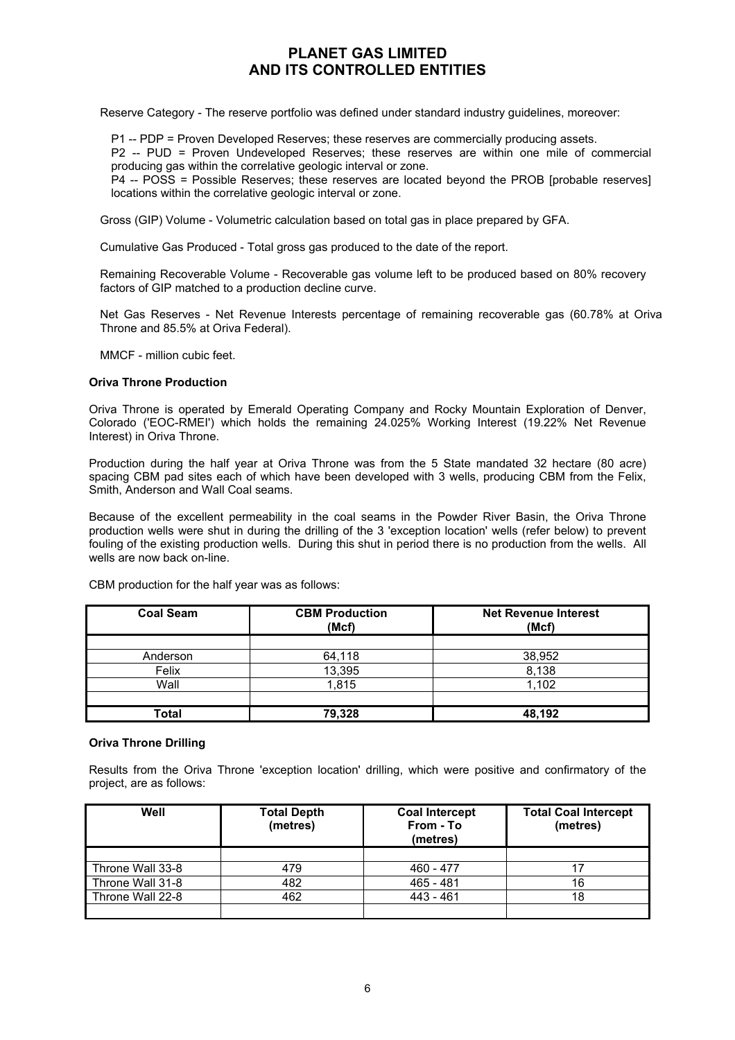Reserve Category - The reserve portfolio was defined under standard industry guidelines, moreover:

P1 -- PDP = Proven Developed Reserves; these reserves are commercially producing assets.
P2 -- PUD = Proven Undeveloped Reserves; these reserves are within one mile of commercial producing gas within the correlative geologic interval or zone.
P4 -- POSS = Possible Reserves; these reserves are located beyond the PROB [probable reserves] locations within the correlative geologic interval or zone.

Gross (GIP) Volume - Volumetric calculation based on total gas in place prepared by GFA.

Cumulative Gas Produced - Total gross gas produced to the date of the report.

Remaining Recoverable Volume - Recoverable gas volume left to be produced based on 80% recovery factors of GIP matched to a production decline curve.

Net Gas Reserves - Net Revenue Interests percentage of remaining recoverable gas (60.78% at Oriva Throne and 85.5% at Oriva Federal).

MMCF - million cubic feet.

**Oriva Throne Production**

Oriva Throne is operated by Emerald Operating Company and Rocky Mountain Exploration of Denver, Colorado ('EOC-RMEI') which holds the remaining 24.025% Working Interest (19.22% Net Revenue Interest) in Oriva Throne.

Production during the half year at Oriva Throne was from the 5 State mandated 32 hectare (80 acre) spacing CBM pad sites each of which have been developed with 3 wells, producing CBM from the Felix, Smith, Anderson and Wall Coal seams.

Because of the excellent permeability in the coal seams in the Powder River Basin, the Oriva Throne production wells were shut in during the drilling of the 3 'exception location' wells (refer below) to prevent fouling of the existing production wells. During this shut in period there is no production from the wells. All wells are now back on-line.

CBM production for the half year was as follows:

| Coal Seam | CBM Production (Mcf) | Net Revenue Interest (Mcf) |
|---|---|---|
| | | |
| Anderson | 64,118 | 38,952 |
| Felix | 13,395 | 8,138 |
| Wall | 1,815 | 1,102 |
| | | |
| **Total** | **79,328** | **48,192** |

**Oriva Throne Drilling**

Results from the Oriva Throne 'exception location' drilling, which were positive and confirmatory of the project, are as follows:

| Well | Total Depth (metres) | Coal Intercept From - To (metres) | Total Coal Intercept (metres) |
|---|---|---|---|
| | | | |
| Throne Wall 33-8 | 479 | 460 - 477 | 17 |
| Throne Wall 31-8 | 482 | 465 - 481 | 16 |
| Throne Wall 22-8 | 462 | 443 - 461 | 18 |
| | | | |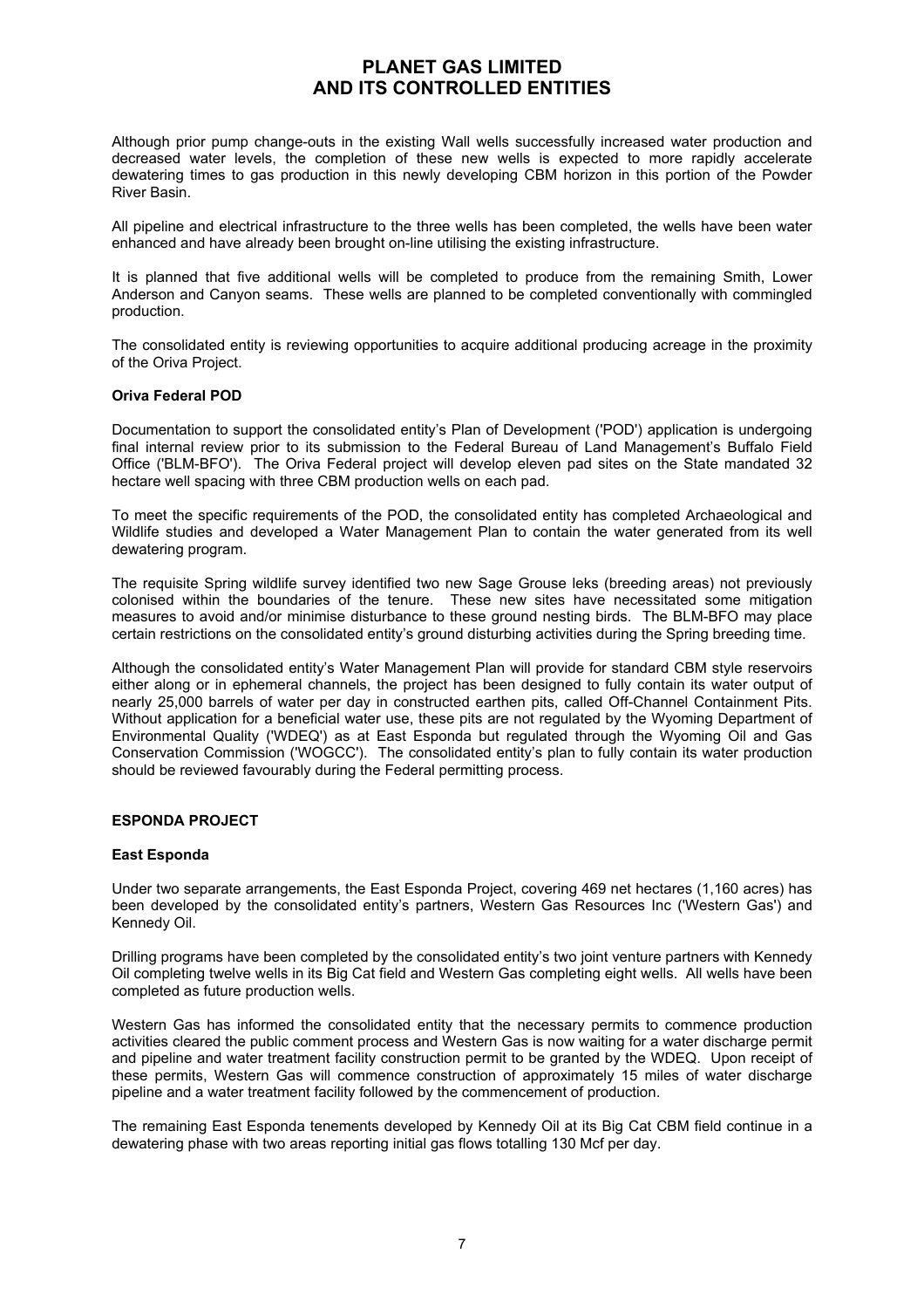Although prior pump change-outs in the existing Wall wells successfully increased water production and decreased water levels, the completion of these new wells is expected to more rapidly accelerate dewatering times to gas production in this newly developing CBM horizon in this portion of the Powder River Basin.

All pipeline and electrical infrastructure to the three wells has been completed, the wells have been water enhanced and have already been brought on-line utilising the existing infrastructure.

It is planned that five additional wells will be completed to produce from the remaining Smith, Lower Anderson and Canyon seams. These wells are planned to be completed conventionally with commingled production.

The consolidated entity is reviewing opportunities to acquire additional producing acreage in the proximity of the Oriva Project.

**Oriva Federal POD**

Documentation to support the consolidated entity's Plan of Development ('POD') application is undergoing final internal review prior to its submission to the Federal Bureau of Land Management's Buffalo Field Office ('BLM-BFO'). The Oriva Federal project will develop eleven pad sites on the State mandated 32 hectare well spacing with three CBM production wells on each pad.

To meet the specific requirements of the POD, the consolidated entity has completed Archaeological and Wildlife studies and developed a Water Management Plan to contain the water generated from its well dewatering program.

The requisite Spring wildlife survey identified two new Sage Grouse leks (breeding areas) not previously colonised within the boundaries of the tenure. These new sites have necessitated some mitigation measures to avoid and/or minimise disturbance to these ground nesting birds. The BLM-BFO may place certain restrictions on the consolidated entity's ground disturbing activities during the Spring breeding time.

Although the consolidated entity's Water Management Plan will provide for standard CBM style reservoirs either along or in ephemeral channels, the project has been designed to fully contain its water output of nearly 25,000 barrels of water per day in constructed earthen pits, called Off-Channel Containment Pits. Without application for a beneficial water use, these pits are not regulated by the Wyoming Department of Environmental Quality ('WDEQ') as at East Esponda but regulated through the Wyoming Oil and Gas Conservation Commission ('WOGCC'). The consolidated entity's plan to fully contain its water production should be reviewed favourably during the Federal permitting process.

## ESPONDA PROJECT

**East Esponda**

Under two separate arrangements, the East Esponda Project, covering 469 net hectares (1,160 acres) has been developed by the consolidated entity's partners, Western Gas Resources Inc ('Western Gas') and Kennedy Oil.

Drilling programs have been completed by the consolidated entity's two joint venture partners with Kennedy Oil completing twelve wells in its Big Cat field and Western Gas completing eight wells. All wells have been completed as future production wells.

Western Gas has informed the consolidated entity that the necessary permits to commence production activities cleared the public comment process and Western Gas is now waiting for a water discharge permit and pipeline and water treatment facility construction permit to be granted by the WDEQ. Upon receipt of these permits, Western Gas will commence construction of approximately 15 miles of water discharge pipeline and a water treatment facility followed by the commencement of production.

The remaining East Esponda tenements developed by Kennedy Oil at its Big Cat CBM field continue in a dewatering phase with two areas reporting initial gas flows totalling 130 Mcf per day.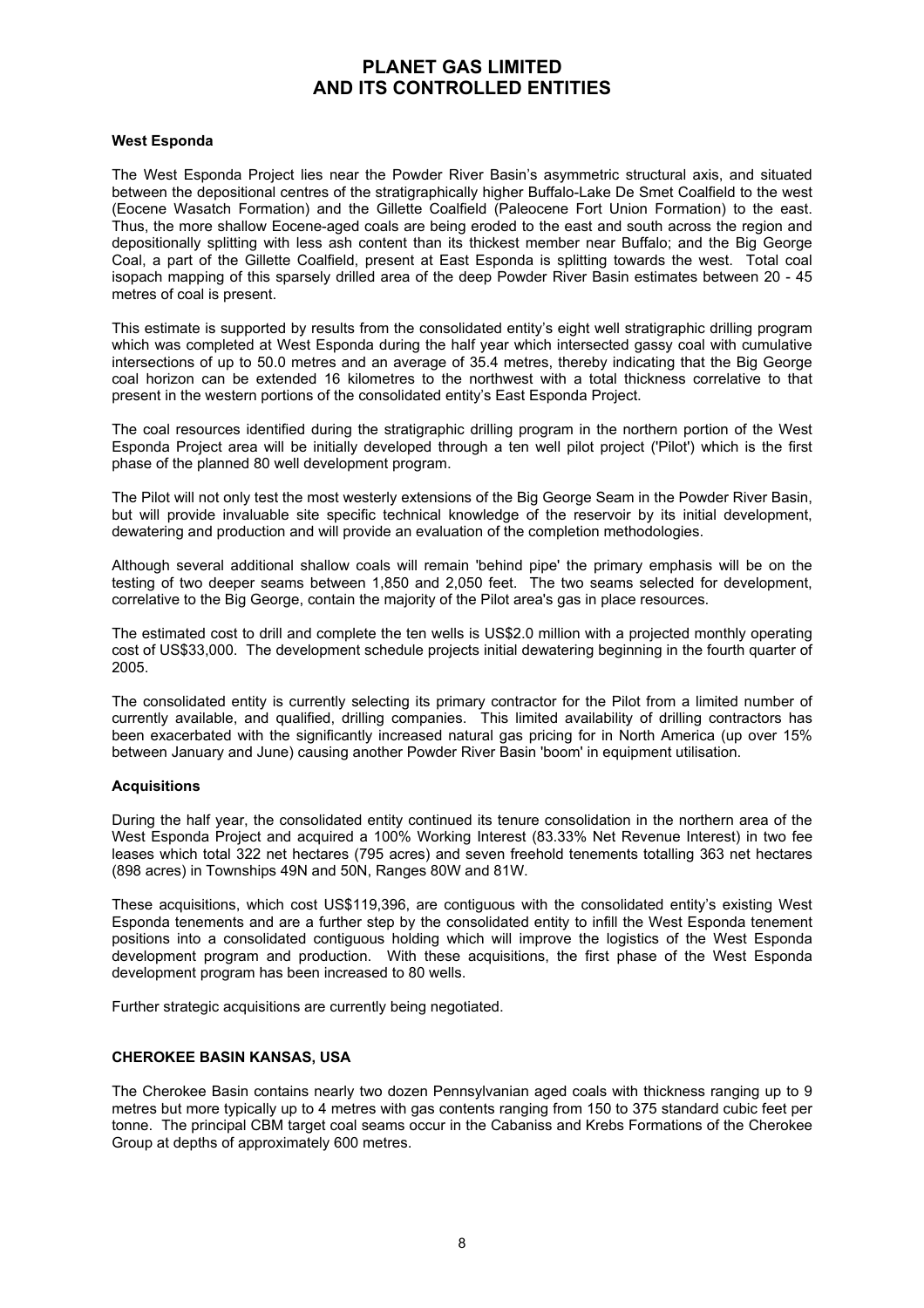**West Esponda**

The West Esponda Project lies near the Powder River Basin's asymmetric structural axis, and situated between the depositional centres of the stratigraphically higher Buffalo-Lake De Smet Coalfield to the west (Eocene Wasatch Formation) and the Gillette Coalfield (Paleocene Fort Union Formation) to the east. Thus, the more shallow Eocene-aged coals are being eroded to the east and south across the region and depositionally splitting with less ash content than its thickest member near Buffalo; and the Big George Coal, a part of the Gillette Coalfield, present at East Esponda is splitting towards the west. Total coal isopach mapping of this sparsely drilled area of the deep Powder River Basin estimates between 20 - 45 metres of coal is present.

This estimate is supported by results from the consolidated entity's eight well stratigraphic drilling program which was completed at West Esponda during the half year which intersected gassy coal with cumulative intersections of up to 50.0 metres and an average of 35.4 metres, thereby indicating that the Big George coal horizon can be extended 16 kilometres to the northwest with a total thickness correlative to that present in the western portions of the consolidated entity's East Esponda Project.

The coal resources identified during the stratigraphic drilling program in the northern portion of the West Esponda Project area will be initially developed through a ten well pilot project ('Pilot') which is the first phase of the planned 80 well development program.

The Pilot will not only test the most westerly extensions of the Big George Seam in the Powder River Basin, but will provide invaluable site specific technical knowledge of the reservoir by its initial development, dewatering and production and will provide an evaluation of the completion methodologies.

Although several additional shallow coals will remain 'behind pipe' the primary emphasis will be on the testing of two deeper seams between 1,850 and 2,050 feet. The two seams selected for development, correlative to the Big George, contain the majority of the Pilot area's gas in place resources.

The estimated cost to drill and complete the ten wells is US$2.0 million with a projected monthly operating cost of US$33,000. The development schedule projects initial dewatering beginning in the fourth quarter of 2005.

The consolidated entity is currently selecting its primary contractor for the Pilot from a limited number of currently available, and qualified, drilling companies. This limited availability of drilling contractors has been exacerbated with the significantly increased natural gas pricing for in North America (up over 15% between January and June) causing another Powder River Basin 'boom' in equipment utilisation.

**Acquisitions**

During the half year, the consolidated entity continued its tenure consolidation in the northern area of the West Esponda Project and acquired a 100% Working Interest (83.33% Net Revenue Interest) in two fee leases which total 322 net hectares (795 acres) and seven freehold tenements totalling 363 net hectares (898 acres) in Townships 49N and 50N, Ranges 80W and 81W.

These acquisitions, which cost US$119,396, are contiguous with the consolidated entity's existing West Esponda tenements and are a further step by the consolidated entity to infill the West Esponda tenement positions into a consolidated contiguous holding which will improve the logistics of the West Esponda development program and production. With these acquisitions, the first phase of the West Esponda development program has been increased to 80 wells.

Further strategic acquisitions are currently being negotiated.

**CHEROKEE BASIN KANSAS, USA**

The Cherokee Basin contains nearly two dozen Pennsylvanian aged coals with thickness ranging up to 9 metres but more typically up to 4 metres with gas contents ranging from 150 to 375 standard cubic feet per tonne. The principal CBM target coal seams occur in the Cabaniss and Krebs Formations of the Cherokee Group at depths of approximately 600 metres.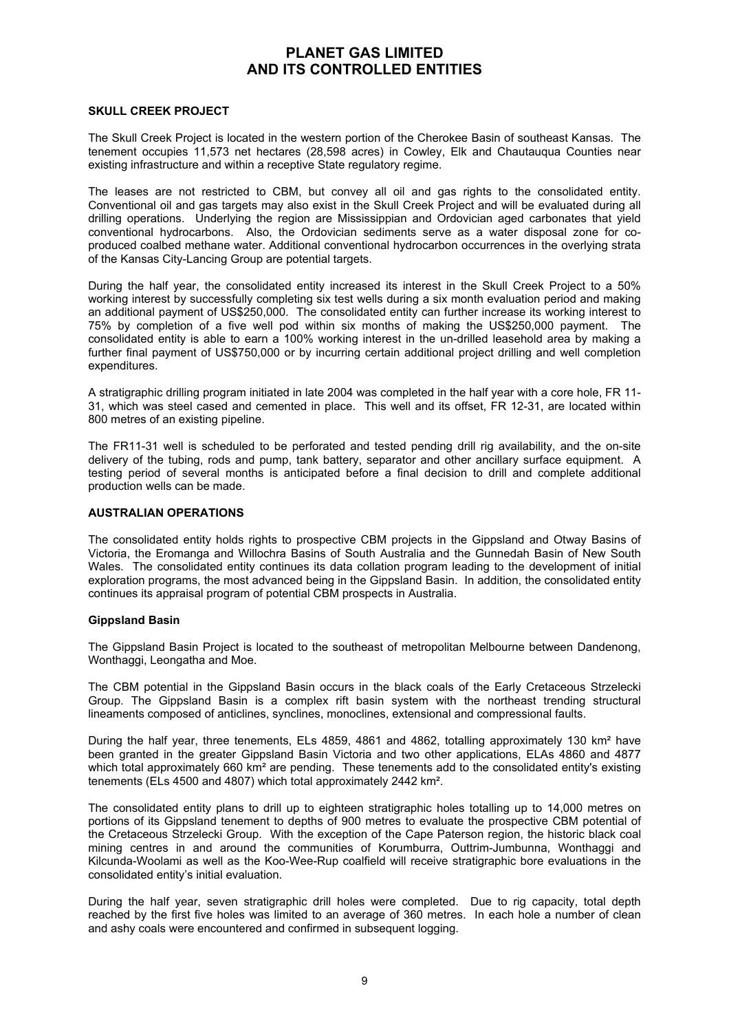**SKULL CREEK PROJECT**

The Skull Creek Project is located in the western portion of the Cherokee Basin of southeast Kansas. The tenement occupies 11,573 net hectares (28,598 acres) in Cowley, Elk and Chautauqua Counties near existing infrastructure and within a receptive State regulatory regime.

The leases are not restricted to CBM, but convey all oil and gas rights to the consolidated entity. Conventional oil and gas targets may also exist in the Skull Creek Project and will be evaluated during all drilling operations. Underlying the region are Mississippian and Ordovician aged carbonates that yield conventional hydrocarbons. Also, the Ordovician sediments serve as a water disposal zone for co-produced coalbed methane water. Additional conventional hydrocarbon occurrences in the overlying strata of the Kansas City-Lancing Group are potential targets.

During the half year, the consolidated entity increased its interest in the Skull Creek Project to a 50% working interest by successfully completing six test wells during a six month evaluation period and making an additional payment of US$250,000. The consolidated entity can further increase its working interest to 75% by completion of a five well pod within six months of making the US$250,000 payment. The consolidated entity is able to earn a 100% working interest in the un-drilled leasehold area by making a further final payment of US$750,000 or by incurring certain additional project drilling and well completion expenditures.

A stratigraphic drilling program initiated in late 2004 was completed in the half year with a core hole, FR 11-31, which was steel cased and cemented in place. This well and its offset, FR 12-31, are located within 800 metres of an existing pipeline.

The FR11-31 well is scheduled to be perforated and tested pending drill rig availability, and the on-site delivery of the tubing, rods and pump, tank battery, separator and other ancillary surface equipment. A testing period of several months is anticipated before a final decision to drill and complete additional production wells can be made.

**AUSTRALIAN OPERATIONS**

The consolidated entity holds rights to prospective CBM projects in the Gippsland and Otway Basins of Victoria, the Eromanga and Willochra Basins of South Australia and the Gunnedah Basin of New South Wales. The consolidated entity continues its data collation program leading to the development of initial exploration programs, the most advanced being in the Gippsland Basin. In addition, the consolidated entity continues its appraisal program of potential CBM prospects in Australia.

**Gippsland Basin**

The Gippsland Basin Project is located to the southeast of metropolitan Melbourne between Dandenong, Wonthaggi, Leongatha and Moe.

The CBM potential in the Gippsland Basin occurs in the black coals of the Early Cretaceous Strzelecki Group. The Gippsland Basin is a complex rift basin system with the northeast trending structural lineaments composed of anticlines, synclines, monoclines, extensional and compressional faults.

During the half year, three tenements, ELs 4859, 4861 and 4862, totalling approximately 130 km² have been granted in the greater Gippsland Basin Victoria and two other applications, ELAs 4860 and 4877 which total approximately 660 km² are pending. These tenements add to the consolidated entity's existing tenements (ELs 4500 and 4807) which total approximately 2442 km².

The consolidated entity plans to drill up to eighteen stratigraphic holes totalling up to 14,000 metres on portions of its Gippsland tenement to depths of 900 metres to evaluate the prospective CBM potential of the Cretaceous Strzelecki Group. With the exception of the Cape Paterson region, the historic black coal mining centres in and around the communities of Korumburra, Outtrim-Jumbunna, Wonthaggi and Kilcunda-Woolami as well as the Koo-Wee-Rup coalfield will receive stratigraphic bore evaluations in the consolidated entity's initial evaluation.

During the half year, seven stratigraphic drill holes were completed. Due to rig capacity, total depth reached by the first five holes was limited to an average of 360 metres. In each hole a number of clean and ashy coals were encountered and confirmed in subsequent logging.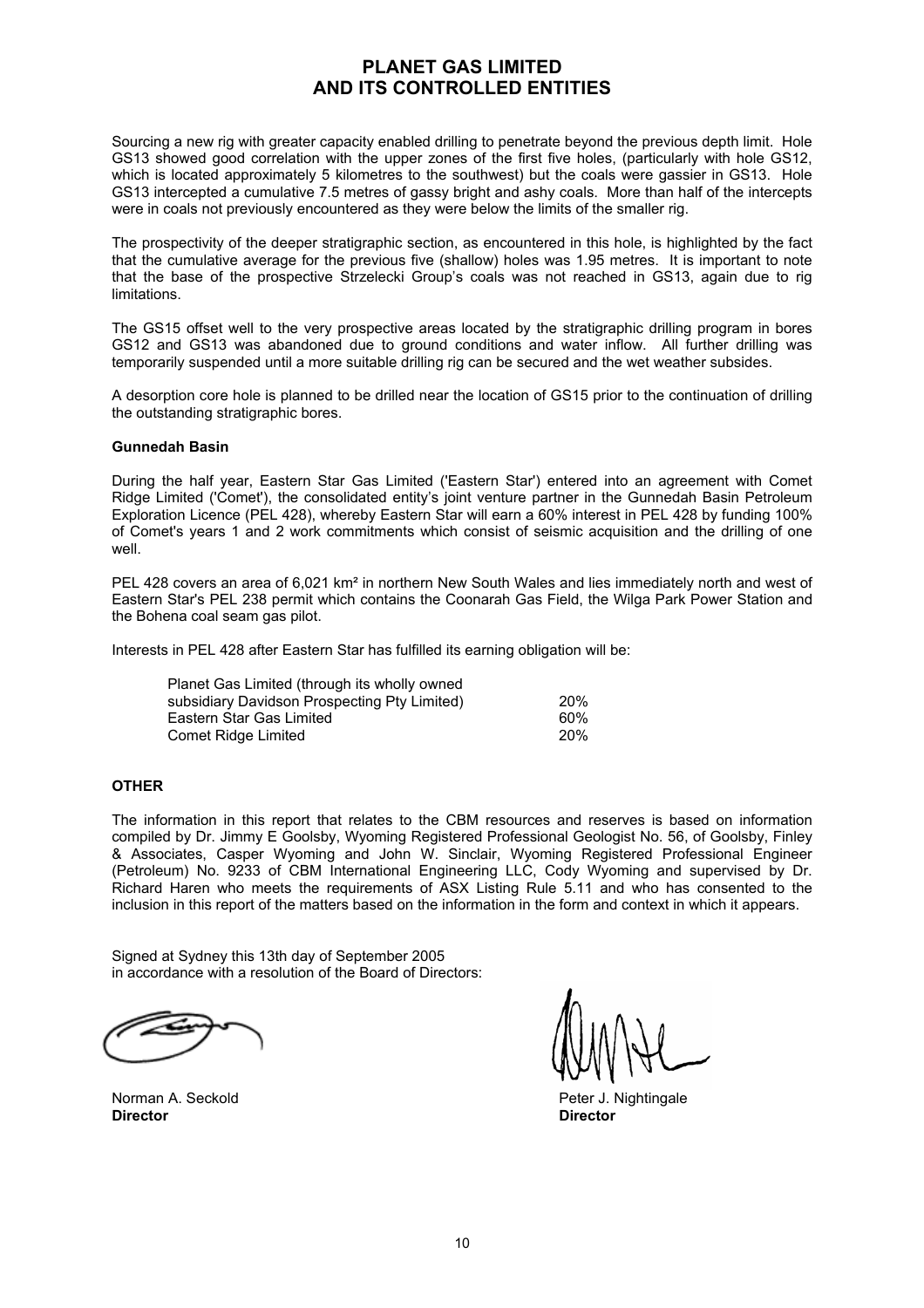Sourcing a new rig with greater capacity enabled drilling to penetrate beyond the previous depth limit. Hole GS13 showed good correlation with the upper zones of the first five holes, (particularly with hole GS12, which is located approximately 5 kilometres to the southwest) but the coals were gassier in GS13. Hole GS13 intercepted a cumulative 7.5 metres of gassy bright and ashy coals. More than half of the intercepts were in coals not previously encountered as they were below the limits of the smaller rig.

The prospectivity of the deeper stratigraphic section, as encountered in this hole, is highlighted by the fact that the cumulative average for the previous five (shallow) holes was 1.95 metres. It is important to note that the base of the prospective Strzelecki Group's coals was not reached in GS13, again due to rig limitations.

The GS15 offset well to the very prospective areas located by the stratigraphic drilling program in bores GS12 and GS13 was abandoned due to ground conditions and water inflow. All further drilling was temporarily suspended until a more suitable drilling rig can be secured and the wet weather subsides.

A desorption core hole is planned to be drilled near the location of GS15 prior to the continuation of drilling the outstanding stratigraphic bores.

**Gunnedah Basin**

During the half year, Eastern Star Gas Limited ('Eastern Star') entered into an agreement with Comet Ridge Limited ('Comet'), the consolidated entity's joint venture partner in the Gunnedah Basin Petroleum Exploration Licence (PEL 428), whereby Eastern Star will earn a 60% interest in PEL 428 by funding 100% of Comet's years 1 and 2 work commitments which consist of seismic acquisition and the drilling of one well.

PEL 428 covers an area of 6,021 km² in northern New South Wales and lies immediately north and west of Eastern Star's PEL 238 permit which contains the Coonarah Gas Field, the Wilga Park Power Station and the Bohena coal seam gas pilot.

Interests in PEL 428 after Eastern Star has fulfilled its earning obligation will be:

| | |
|---|---|
| Planet Gas Limited (through its wholly owned subsidiary Davidson Prospecting Pty Limited) | 20% |
| Eastern Star Gas Limited | 60% |
| Comet Ridge Limited | 20% |

**OTHER**

The information in this report that relates to the CBM resources and reserves is based on information compiled by Dr. Jimmy E Goolsby, Wyoming Registered Professional Geologist No. 56, of Goolsby, Finley & Associates, Casper Wyoming and John W. Sinclair, Wyoming Registered Professional Engineer (Petroleum) No. 9233 of CBM International Engineering LLC, Cody Wyoming and supervised by Dr. Richard Haren who meets the requirements of ASX Listing Rule 5.11 and who has consented to the inclusion in this report of the matters based on the information in the form and context in which it appears.

Signed at Sydney this 13th day of September 2005
in accordance with a resolution of the Board of Directors:

Norman A. Seckold
**Director**

Peter J. Nightingale
**Director**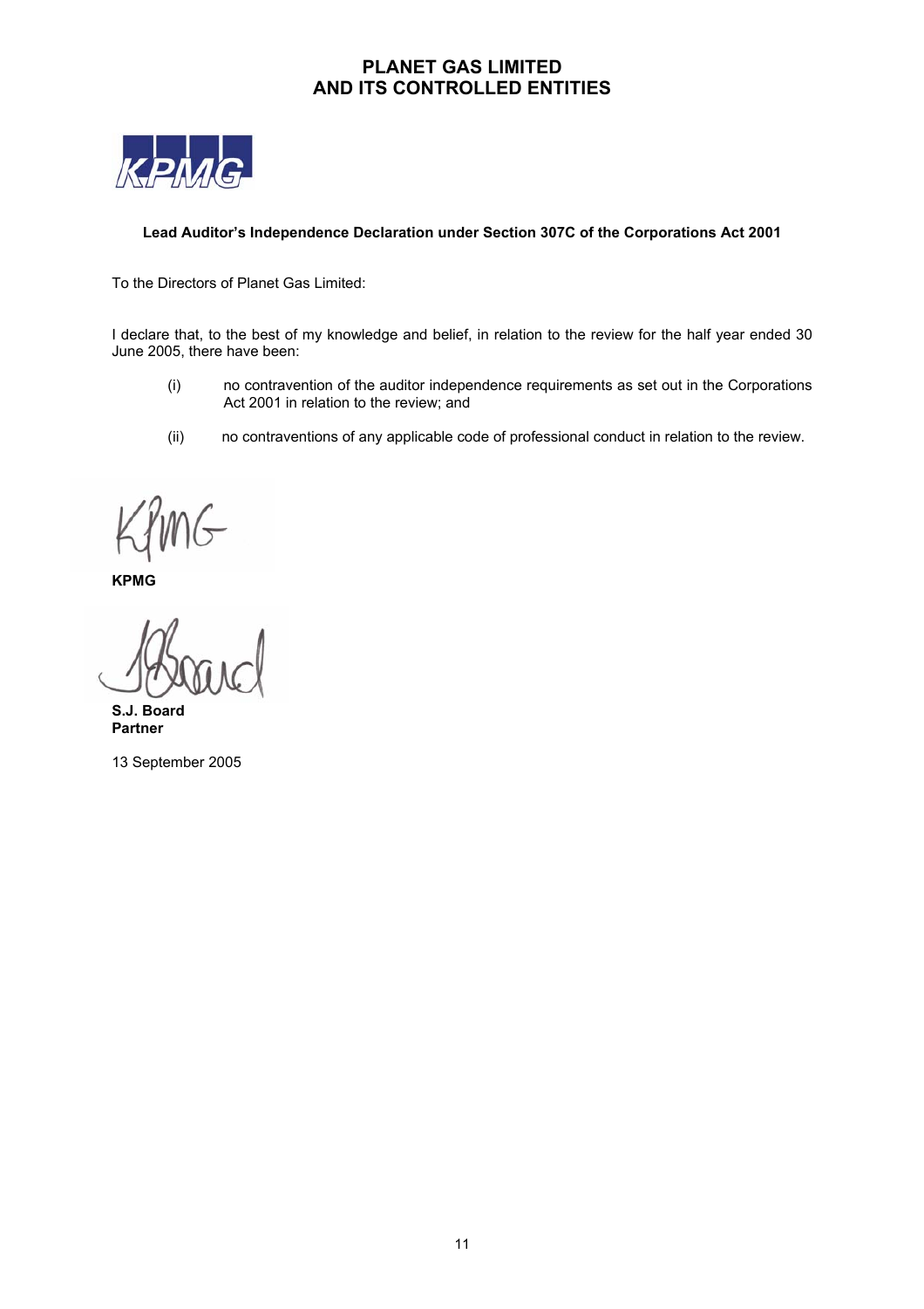# PLANET GAS LIMITED
# AND ITS CONTROLLED ENTITIES

**Lead Auditor's Independence Declaration under Section 307C of the Corporations Act 2001**

To the Directors of Planet Gas Limited:

I declare that, to the best of my knowledge and belief, in relation to the review for the half year ended 30 June 2005, there have been:

(i) no contravention of the auditor independence requirements as set out in the Corporations Act 2001 in relation to the review; and

(ii) no contraventions of any applicable code of professional conduct in relation to the review.

**KPMG**

**S.J. Board**
**Partner**

13 September 2005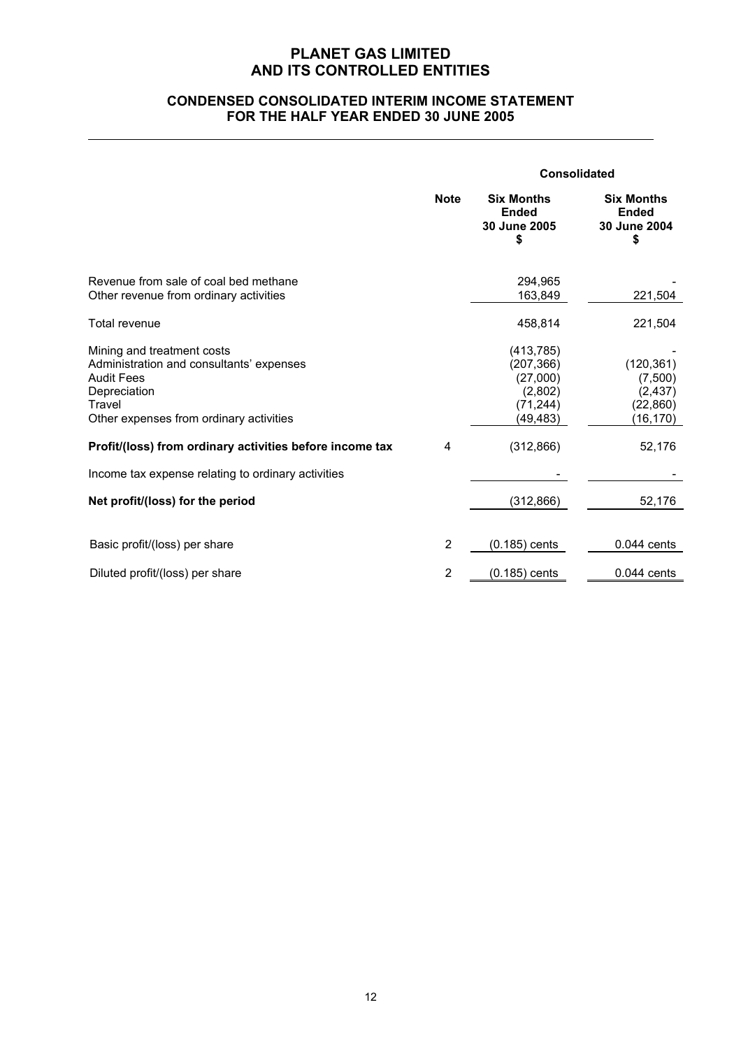# PLANET GAS LIMITED
# AND ITS CONTROLLED ENTITIES

## CONDENSED CONSOLIDATED INTERIM INCOME STATEMENT
## FOR THE HALF YEAR ENDED 30 JUNE 2005

| | Note | Consolidated | |
|---|---|---|---|
| | | **Six Months Ended 30 June 2005 $** | **Six Months Ended 30 June 2004 $** |
| Revenue from sale of coal bed methane | | 294,965 | - |
| Other revenue from ordinary activities | | 163,849 | 221,504 |
| Total revenue | | 458,814 | 221,504 |
| Mining and treatment costs | | (413,785) | - |
| Administration and consultants' expenses | | (207,366) | (120,361) |
| Audit Fees | | (27,000) | (7,500) |
| Depreciation | | (2,802) | (2,437) |
| Travel | | (71,244) | (22,860) |
| Other expenses from ordinary activities | | (49,483) | (16,170) |
| **Profit/(loss) from ordinary activities before income tax** | 4 | (312,866) | 52,176 |
| Income tax expense relating to ordinary activities | | - | - |
| **Net profit/(loss) for the period** | | (312,866) | 52,176 |
| Basic profit/(loss) per share | 2 | (0.185) cents | 0.044 cents |
| Diluted profit/(loss) per share | 2 | (0.185) cents | 0.044 cents |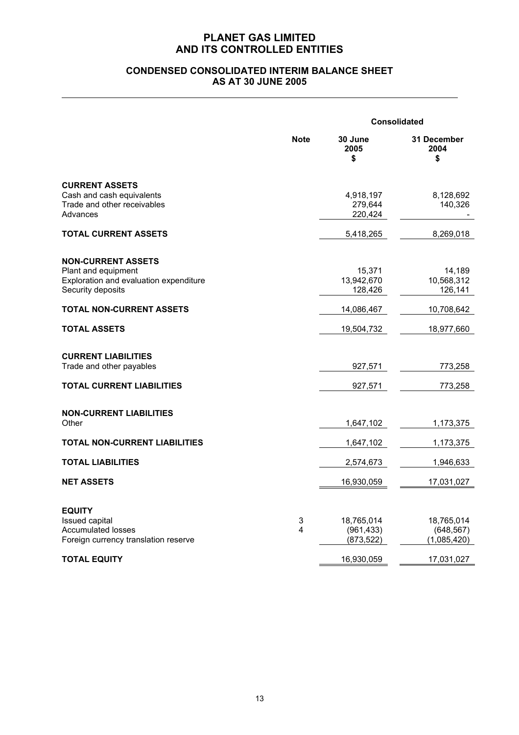# PLANET GAS LIMITED
# AND ITS CONTROLLED ENTITIES

## CONDENSED CONSOLIDATED INTERIM BALANCE SHEET
## AS AT 30 JUNE 2005

| | Note | Consolidated | |
|---|---|---|---|
| | | **30 June 2005 $** | **31 December 2004 $** |
| **CURRENT ASSETS** | | | |
| Cash and cash equivalents | | 4,918,197 | 8,128,692 |
| Trade and other receivables | | 279,644 | 140,326 |
| Advances | | 220,424 | - |
| **TOTAL CURRENT ASSETS** | | 5,418,265 | 8,269,018 |
| **NON-CURRENT ASSETS** | | | |
| Plant and equipment | | 15,371 | 14,189 |
| Exploration and evaluation expenditure | | 13,942,670 | 10,568,312 |
| Security deposits | | 128,426 | 126,141 |
| **TOTAL NON-CURRENT ASSETS** | | 14,086,467 | 10,708,642 |
| **TOTAL ASSETS** | | 19,504,732 | 18,977,660 |
| **CURRENT LIABILITIES** | | | |
| Trade and other payables | | 927,571 | 773,258 |
| **TOTAL CURRENT LIABILITIES** | | 927,571 | 773,258 |
| **NON-CURRENT LIABILITIES** | | | |
| Other | | 1,647,102 | 1,173,375 |
| **TOTAL NON-CURRENT LIABILITIES** | | 1,647,102 | 1,173,375 |
| **TOTAL LIABILITIES** | | 2,574,673 | 1,946,633 |
| **NET ASSETS** | | 16,930,059 | 17,031,027 |
| **EQUITY** | | | |
| Issued capital | 3 | 18,765,014 | 18,765,014 |
| Accumulated losses | 4 | (961,433) | (648,567) |
| Foreign currency translation reserve | | (873,522) | (1,085,420) |
| **TOTAL EQUITY** | | 16,930,059 | 17,031,027 |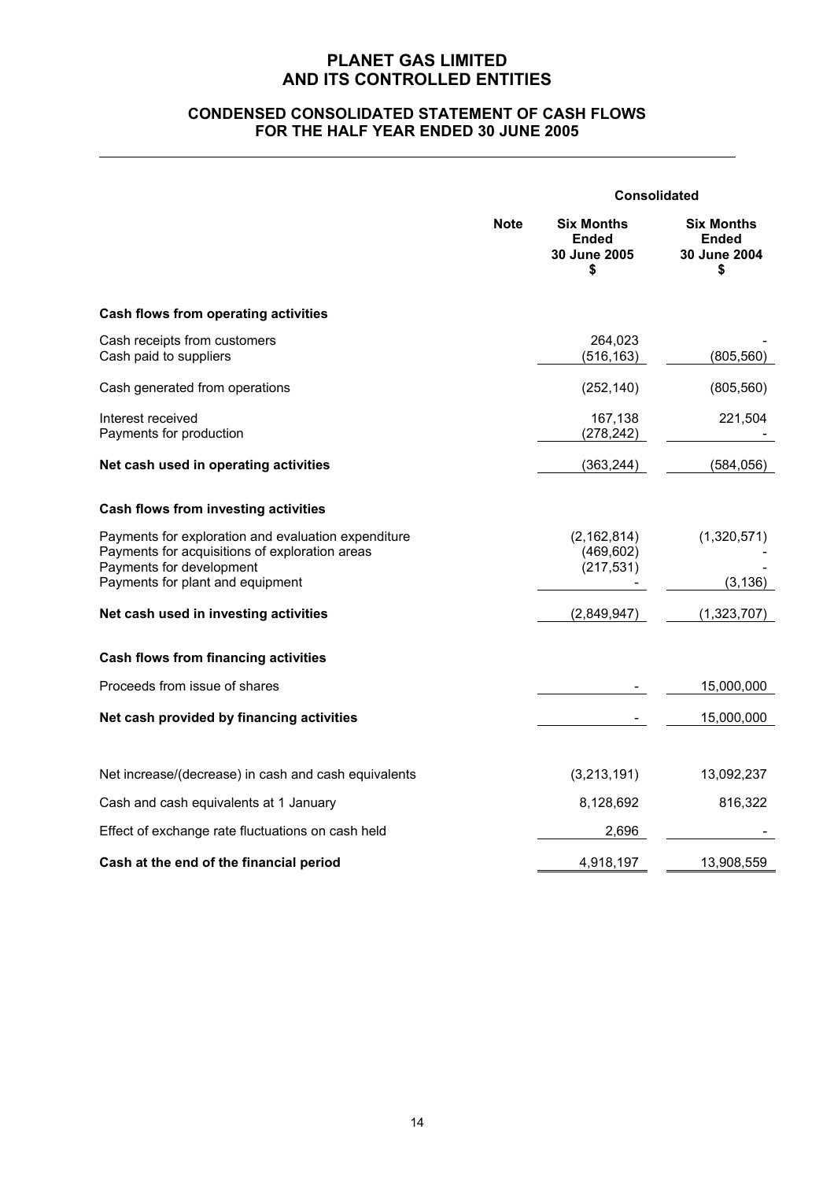# PLANET GAS LIMITED
# AND ITS CONTROLLED ENTITIES

## CONDENSED CONSOLIDATED STATEMENT OF CASH FLOWS
## FOR THE HALF YEAR ENDED 30 JUNE 2005

| | Note | Consolidated | |
|---|---|---|---|
| | | **Six Months Ended 30 June 2005 $** | **Six Months Ended 30 June 2004 $** |
| **Cash flows from operating activities** | | | |
| Cash receipts from customers | | 264,023 | - |
| Cash paid to suppliers | | (516,163) | (805,560) |
| Cash generated from operations | | (252,140) | (805,560) |
| Interest received | | 167,138 | 221,504 |
| Payments for production | | (278,242) | - |
| **Net cash used in operating activities** | | (363,244) | (584,056) |
| **Cash flows from investing activities** | | | |
| Payments for exploration and evaluation expenditure | | (2,162,814) | (1,320,571) |
| Payments for acquisitions of exploration areas | | (469,602) | - |
| Payments for development | | (217,531) | - |
| Payments for plant and equipment | | - | (3,136) |
| **Net cash used in investing activities** | | (2,849,947) | (1,323,707) |
| **Cash flows from financing activities** | | | |
| Proceeds from issue of shares | | - | 15,000,000 |
| **Net cash provided by financing activities** | | - | 15,000,000 |
| Net increase/(decrease) in cash and cash equivalents | | (3,213,191) | 13,092,237 |
| Cash and cash equivalents at 1 January | | 8,128,692 | 816,322 |
| Effect of exchange rate fluctuations on cash held | | 2,696 | - |
| **Cash at the end of the financial period** | | 4,918,197 | 13,908,559 |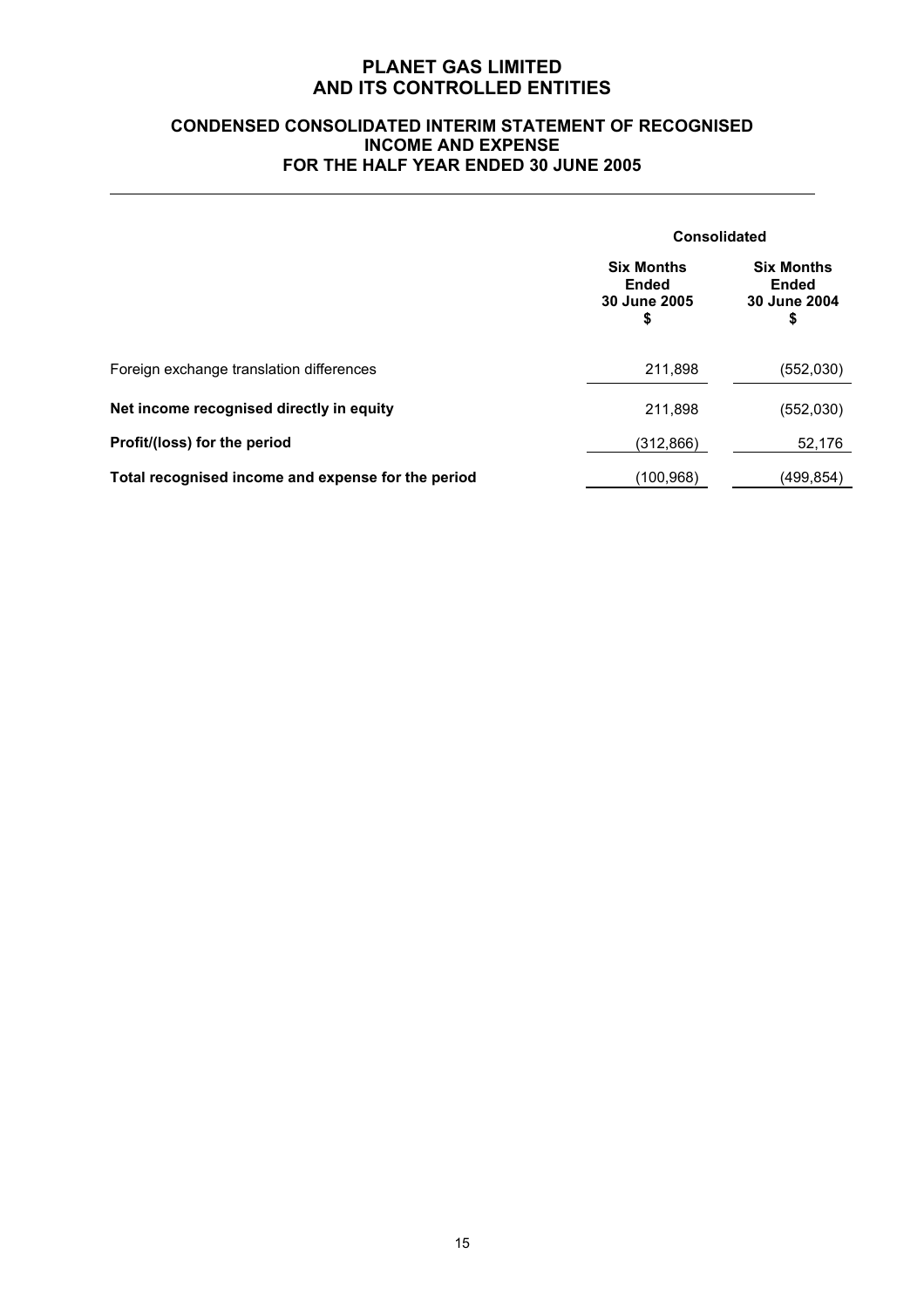# PLANET GAS LIMITED
# AND ITS CONTROLLED ENTITIES

## CONDENSED CONSOLIDATED INTERIM STATEMENT OF RECOGNISED INCOME AND EXPENSE FOR THE HALF YEAR ENDED 30 JUNE 2005

| | Consolidated | |
|---|---|---|
| | Six Months Ended 30 June 2005 $ | Six Months Ended 30 June 2004 $ |
| Foreign exchange translation differences | 211,898 | (552,030) |
| **Net income recognised directly in equity** | 211,898 | (552,030) |
| **Profit/(loss) for the period** | (312,866) | 52,176 |
| **Total recognised income and expense for the period** | (100,968) | (499,854) |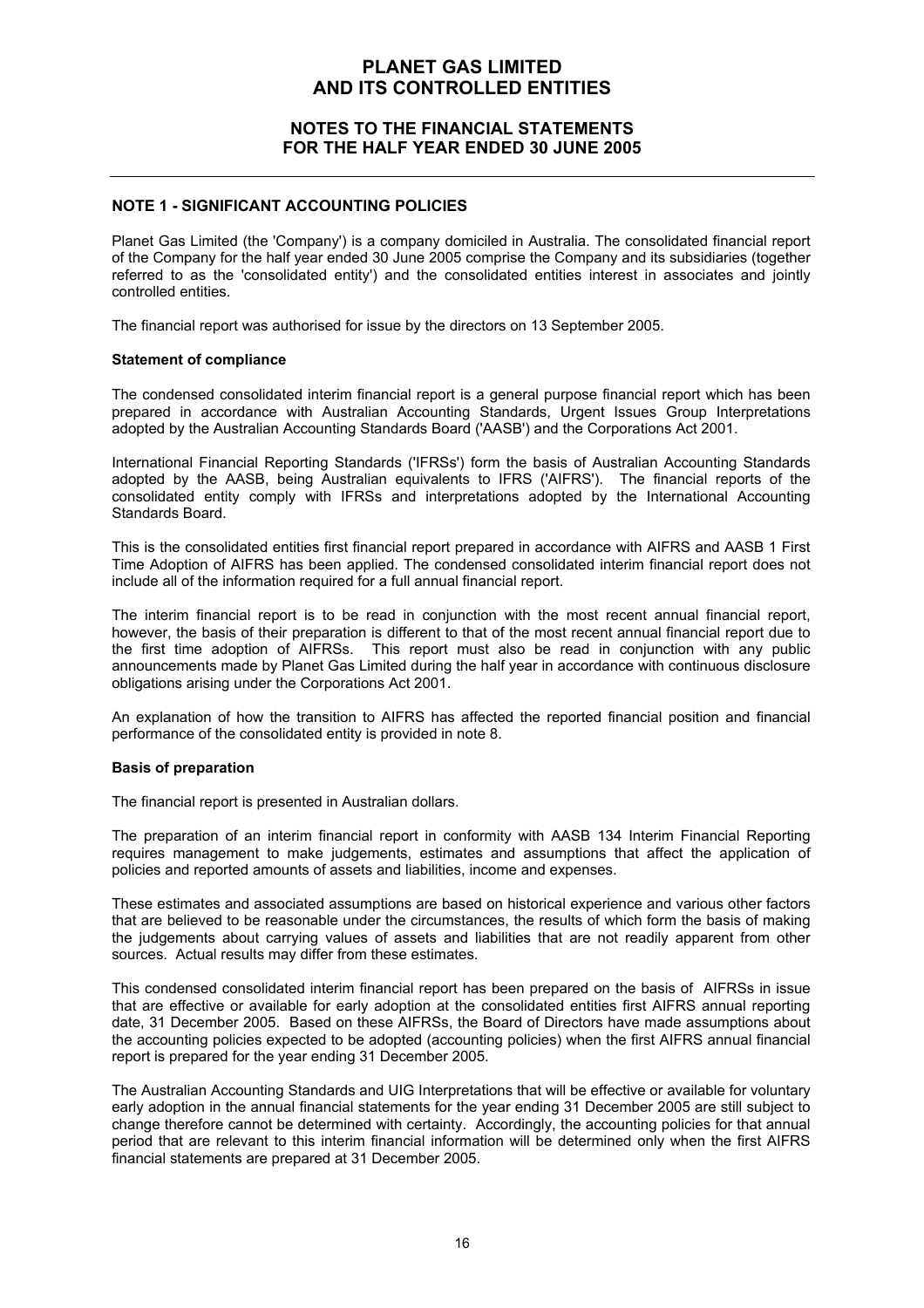# PLANET GAS LIMITED
# AND ITS CONTROLLED ENTITIES

## NOTES TO THE FINANCIAL STATEMENTS
## FOR THE HALF YEAR ENDED 30 JUNE 2005

### NOTE 1 - SIGNIFICANT ACCOUNTING POLICIES

Planet Gas Limited (the 'Company') is a company domiciled in Australia. The consolidated financial report of the Company for the half year ended 30 June 2005 comprise the Company and its subsidiaries (together referred to as the 'consolidated entity') and the consolidated entities interest in associates and jointly controlled entities.

The financial report was authorised for issue by the directors on 13 September 2005.

**Statement of compliance**

The condensed consolidated interim financial report is a general purpose financial report which has been prepared in accordance with Australian Accounting Standards, Urgent Issues Group Interpretations adopted by the Australian Accounting Standards Board ('AASB') and the Corporations Act 2001.

International Financial Reporting Standards ('IFRSs') form the basis of Australian Accounting Standards adopted by the AASB, being Australian equivalents to IFRS ('AIFRS'). The financial reports of the consolidated entity comply with IFRSs and interpretations adopted by the International Accounting Standards Board.

This is the consolidated entities first financial report prepared in accordance with AIFRS and AASB 1 First Time Adoption of AIFRS has been applied. The condensed consolidated interim financial report does not include all of the information required for a full annual financial report.

The interim financial report is to be read in conjunction with the most recent annual financial report, however, the basis of their preparation is different to that of the most recent annual financial report due to the first time adoption of AIFRSs. This report must also be read in conjunction with any public announcements made by Planet Gas Limited during the half year in accordance with continuous disclosure obligations arising under the Corporations Act 2001.

An explanation of how the transition to AIFRS has affected the reported financial position and financial performance of the consolidated entity is provided in note 8.

**Basis of preparation**

The financial report is presented in Australian dollars.

The preparation of an interim financial report in conformity with AASB 134 Interim Financial Reporting requires management to make judgements, estimates and assumptions that affect the application of policies and reported amounts of assets and liabilities, income and expenses.

These estimates and associated assumptions are based on historical experience and various other factors that are believed to be reasonable under the circumstances, the results of which form the basis of making the judgements about carrying values of assets and liabilities that are not readily apparent from other sources. Actual results may differ from these estimates.

This condensed consolidated interim financial report has been prepared on the basis of AIFRSs in issue that are effective or available for early adoption at the consolidated entities first AIFRS annual reporting date, 31 December 2005. Based on these AIFRSs, the Board of Directors have made assumptions about the accounting policies expected to be adopted (accounting policies) when the first AIFRS annual financial report is prepared for the year ending 31 December 2005.

The Australian Accounting Standards and UIG Interpretations that will be effective or available for voluntary early adoption in the annual financial statements for the year ending 31 December 2005 are still subject to change therefore cannot be determined with certainty. Accordingly, the accounting policies for that annual period that are relevant to this interim financial information will be determined only when the first AIFRS financial statements are prepared at 31 December 2005.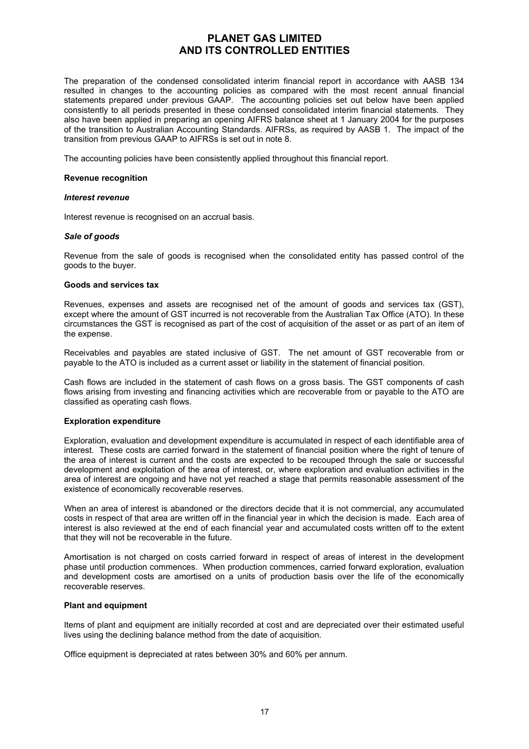The preparation of the condensed consolidated interim financial report in accordance with AASB 134 resulted in changes to the accounting policies as compared with the most recent annual financial statements prepared under previous GAAP. The accounting policies set out below have been applied consistently to all periods presented in these condensed consolidated interim financial statements. They also have been applied in preparing an opening AIFRS balance sheet at 1 January 2004 for the purposes of the transition to Australian Accounting Standards. AIFRSs, as required by AASB 1. The impact of the transition from previous GAAP to AIFRSs is set out in note 8.

The accounting policies have been consistently applied throughout this financial report.

**Revenue recognition**

***Interest revenue***

Interest revenue is recognised on an accrual basis.

***Sale of goods***

Revenue from the sale of goods is recognised when the consolidated entity has passed control of the goods to the buyer.

**Goods and services tax**

Revenues, expenses and assets are recognised net of the amount of goods and services tax (GST), except where the amount of GST incurred is not recoverable from the Australian Tax Office (ATO). In these circumstances the GST is recognised as part of the cost of acquisition of the asset or as part of an item of the expense.

Receivables and payables are stated inclusive of GST. The net amount of GST recoverable from or payable to the ATO is included as a current asset or liability in the statement of financial position.

Cash flows are included in the statement of cash flows on a gross basis. The GST components of cash flows arising from investing and financing activities which are recoverable from or payable to the ATO are classified as operating cash flows.

**Exploration expenditure**

Exploration, evaluation and development expenditure is accumulated in respect of each identifiable area of interest. These costs are carried forward in the statement of financial position where the right of tenure of the area of interest is current and the costs are expected to be recouped through the sale or successful development and exploitation of the area of interest, or, where exploration and evaluation activities in the area of interest are ongoing and have not yet reached a stage that permits reasonable assessment of the existence of economically recoverable reserves.

When an area of interest is abandoned or the directors decide that it is not commercial, any accumulated costs in respect of that area are written off in the financial year in which the decision is made. Each area of interest is also reviewed at the end of each financial year and accumulated costs written off to the extent that they will not be recoverable in the future.

Amortisation is not charged on costs carried forward in respect of areas of interest in the development phase until production commences. When production commences, carried forward exploration, evaluation and development costs are amortised on a units of production basis over the life of the economically recoverable reserves.

**Plant and equipment**

Items of plant and equipment are initially recorded at cost and are depreciated over their estimated useful lives using the declining balance method from the date of acquisition.

Office equipment is depreciated at rates between 30% and 60% per annum.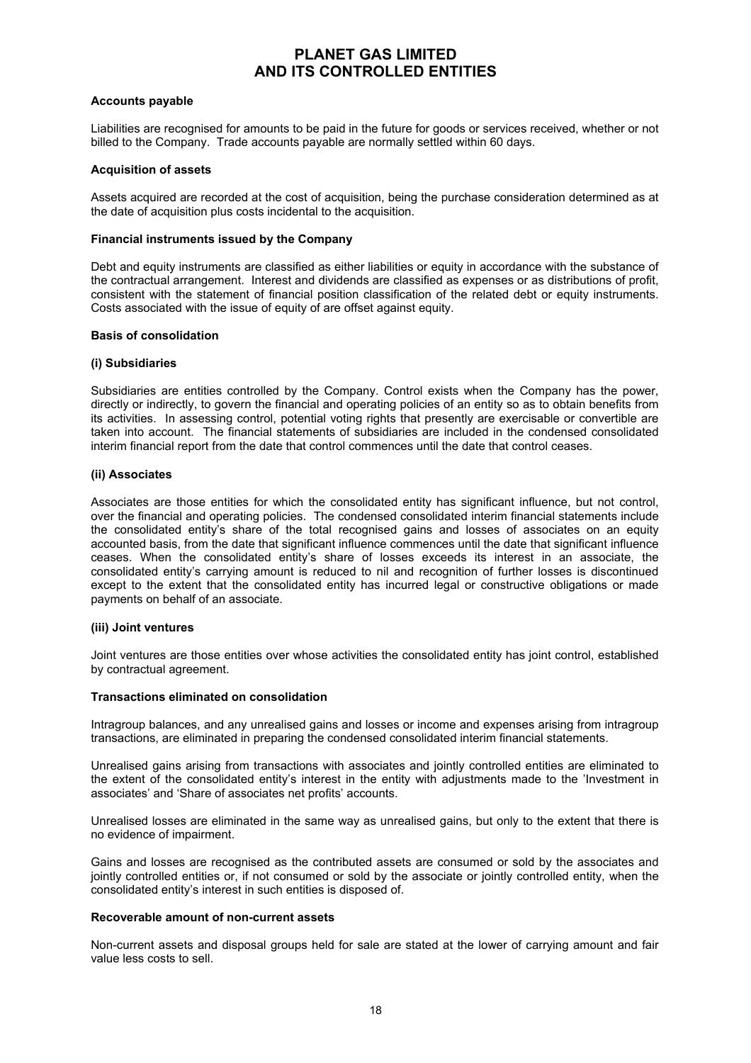**Accounts payable**

Liabilities are recognised for amounts to be paid in the future for goods or services received, whether or not billed to the Company. Trade accounts payable are normally settled within 60 days.

**Acquisition of assets**

Assets acquired are recorded at the cost of acquisition, being the purchase consideration determined as at the date of acquisition plus costs incidental to the acquisition.

**Financial instruments issued by the Company**

Debt and equity instruments are classified as either liabilities or equity in accordance with the substance of the contractual arrangement. Interest and dividends are classified as expenses or as distributions of profit, consistent with the statement of financial position classification of the related debt or equity instruments. Costs associated with the issue of equity of are offset against equity.

**Basis of consolidation**

**(i) Subsidiaries**

Subsidiaries are entities controlled by the Company. Control exists when the Company has the power, directly or indirectly, to govern the financial and operating policies of an entity so as to obtain benefits from its activities. In assessing control, potential voting rights that presently are exercisable or convertible are taken into account. The financial statements of subsidiaries are included in the condensed consolidated interim financial report from the date that control commences until the date that control ceases.

**(ii) Associates**

Associates are those entities for which the consolidated entity has significant influence, but not control, over the financial and operating policies. The condensed consolidated interim financial statements include the consolidated entity's share of the total recognised gains and losses of associates on an equity accounted basis, from the date that significant influence commences until the date that significant influence ceases. When the consolidated entity's share of losses exceeds its interest in an associate, the consolidated entity's carrying amount is reduced to nil and recognition of further losses is discontinued except to the extent that the consolidated entity has incurred legal or constructive obligations or made payments on behalf of an associate.

**(iii) Joint ventures**

Joint ventures are those entities over whose activities the consolidated entity has joint control, established by contractual agreement.

**Transactions eliminated on consolidation**

Intragroup balances, and any unrealised gains and losses or income and expenses arising from intragroup transactions, are eliminated in preparing the condensed consolidated interim financial statements.

Unrealised gains arising from transactions with associates and jointly controlled entities are eliminated to the extent of the consolidated entity's interest in the entity with adjustments made to the 'Investment in associates' and 'Share of associates net profits' accounts.

Unrealised losses are eliminated in the same way as unrealised gains, but only to the extent that there is no evidence of impairment.

Gains and losses are recognised as the contributed assets are consumed or sold by the associates and jointly controlled entities or, if not consumed or sold by the associate or jointly controlled entity, when the consolidated entity's interest in such entities is disposed of.

**Recoverable amount of non-current assets**

Non-current assets and disposal groups held for sale are stated at the lower of carrying amount and fair value less costs to sell.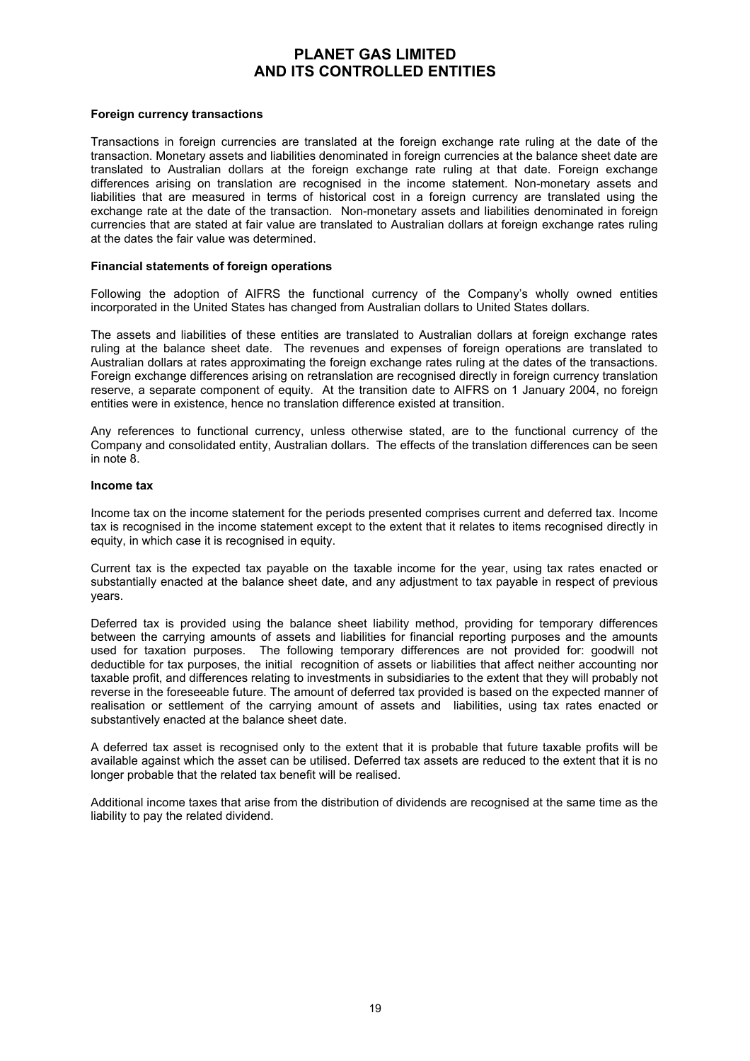**Foreign currency transactions**

Transactions in foreign currencies are translated at the foreign exchange rate ruling at the date of the transaction. Monetary assets and liabilities denominated in foreign currencies at the balance sheet date are translated to Australian dollars at the foreign exchange rate ruling at that date. Foreign exchange differences arising on translation are recognised in the income statement. Non-monetary assets and liabilities that are measured in terms of historical cost in a foreign currency are translated using the exchange rate at the date of the transaction. Non-monetary assets and liabilities denominated in foreign currencies that are stated at fair value are translated to Australian dollars at foreign exchange rates ruling at the dates the fair value was determined.

**Financial statements of foreign operations**

Following the adoption of AIFRS the functional currency of the Company's wholly owned entities incorporated in the United States has changed from Australian dollars to United States dollars.

The assets and liabilities of these entities are translated to Australian dollars at foreign exchange rates ruling at the balance sheet date. The revenues and expenses of foreign operations are translated to Australian dollars at rates approximating the foreign exchange rates ruling at the dates of the transactions. Foreign exchange differences arising on retranslation are recognised directly in foreign currency translation reserve, a separate component of equity. At the transition date to AIFRS on 1 January 2004, no foreign entities were in existence, hence no translation difference existed at transition.

Any references to functional currency, unless otherwise stated, are to the functional currency of the Company and consolidated entity, Australian dollars. The effects of the translation differences can be seen in note 8.

**Income tax**

Income tax on the income statement for the periods presented comprises current and deferred tax. Income tax is recognised in the income statement except to the extent that it relates to items recognised directly in equity, in which case it is recognised in equity.

Current tax is the expected tax payable on the taxable income for the year, using tax rates enacted or substantially enacted at the balance sheet date, and any adjustment to tax payable in respect of previous years.

Deferred tax is provided using the balance sheet liability method, providing for temporary differences between the carrying amounts of assets and liabilities for financial reporting purposes and the amounts used for taxation purposes. The following temporary differences are not provided for: goodwill not deductible for tax purposes, the initial recognition of assets or liabilities that affect neither accounting nor taxable profit, and differences relating to investments in subsidiaries to the extent that they will probably not reverse in the foreseeable future. The amount of deferred tax provided is based on the expected manner of realisation or settlement of the carrying amount of assets and liabilities, using tax rates enacted or substantively enacted at the balance sheet date.

A deferred tax asset is recognised only to the extent that it is probable that future taxable profits will be available against which the asset can be utilised. Deferred tax assets are reduced to the extent that it is no longer probable that the related tax benefit will be realised.

Additional income taxes that arise from the distribution of dividends are recognised at the same time as the liability to pay the related dividend.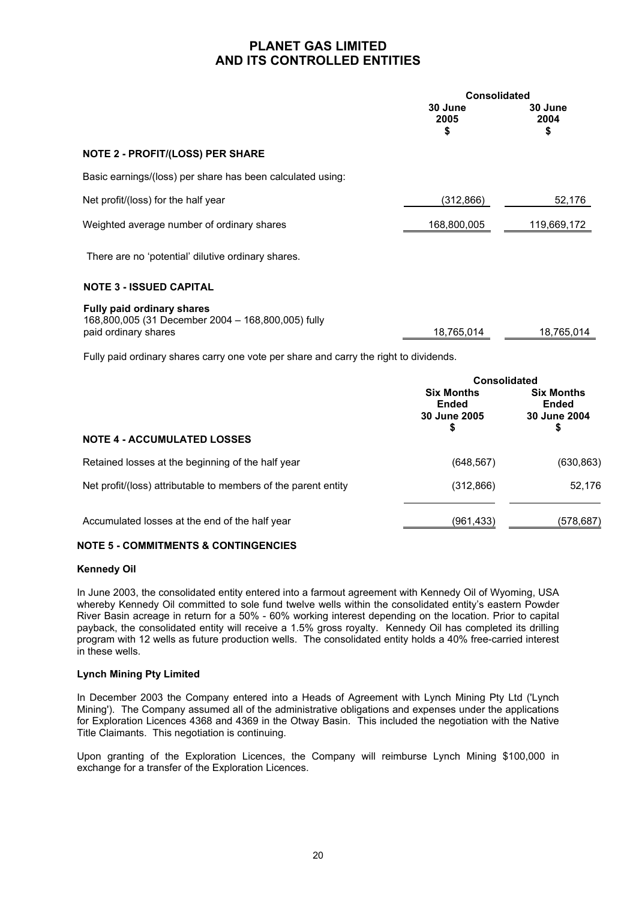# PLANET GAS LIMITED AND ITS CONTROLLED ENTITIES

| | Consolidated | |
|---|---|---|
| | 30 June 2005 $ | 30 June 2004 $ |
| **NOTE 2 - PROFIT/(LOSS) PER SHARE** | | |
| Basic earnings/(loss) per share has been calculated using: | | |
| Net profit/(loss) for the half year | (312,866) | 52,176 |
| Weighted average number of ordinary shares | 168,800,005 | 119,669,172 |

There are no 'potential' dilutive ordinary shares.

**NOTE 3 - ISSUED CAPITAL**

| | | |
|---|---|---|
| **Fully paid ordinary shares** 168,800,005 (31 December 2004 – 168,800,005) fully paid ordinary shares | 18,765,014 | 18,765,014 |

Fully paid ordinary shares carry one vote per share and carry the right to dividends.

| | Consolidated | |
|---|---|---|
| | Six Months Ended 30 June 2005 $ | Six Months Ended 30 June 2004 $ |
| **NOTE 4 - ACCUMULATED LOSSES** | | |
| Retained losses at the beginning of the half year | (648,567) | (630,863) |
| Net profit/(loss) attributable to members of the parent entity | (312,866) | 52,176 |
| Accumulated losses at the end of the half year | (961,433) | (578,687) |

**NOTE 5 - COMMITMENTS & CONTINGENCIES**

**Kennedy Oil**

In June 2003, the consolidated entity entered into a farmout agreement with Kennedy Oil of Wyoming, USA whereby Kennedy Oil committed to sole fund twelve wells within the consolidated entity's eastern Powder River Basin acreage in return for a 50% - 60% working interest depending on the location. Prior to capital payback, the consolidated entity will receive a 1.5% gross royalty. Kennedy Oil has completed its drilling program with 12 wells as future production wells. The consolidated entity holds a 40% free-carried interest in these wells.

**Lynch Mining Pty Limited**

In December 2003 the Company entered into a Heads of Agreement with Lynch Mining Pty Ltd ('Lynch Mining'). The Company assumed all of the administrative obligations and expenses under the applications for Exploration Licences 4368 and 4369 in the Otway Basin. This included the negotiation with the Native Title Claimants. This negotiation is continuing.

Upon granting of the Exploration Licences, the Company will reimburse Lynch Mining $100,000 in exchange for a transfer of the Exploration Licences.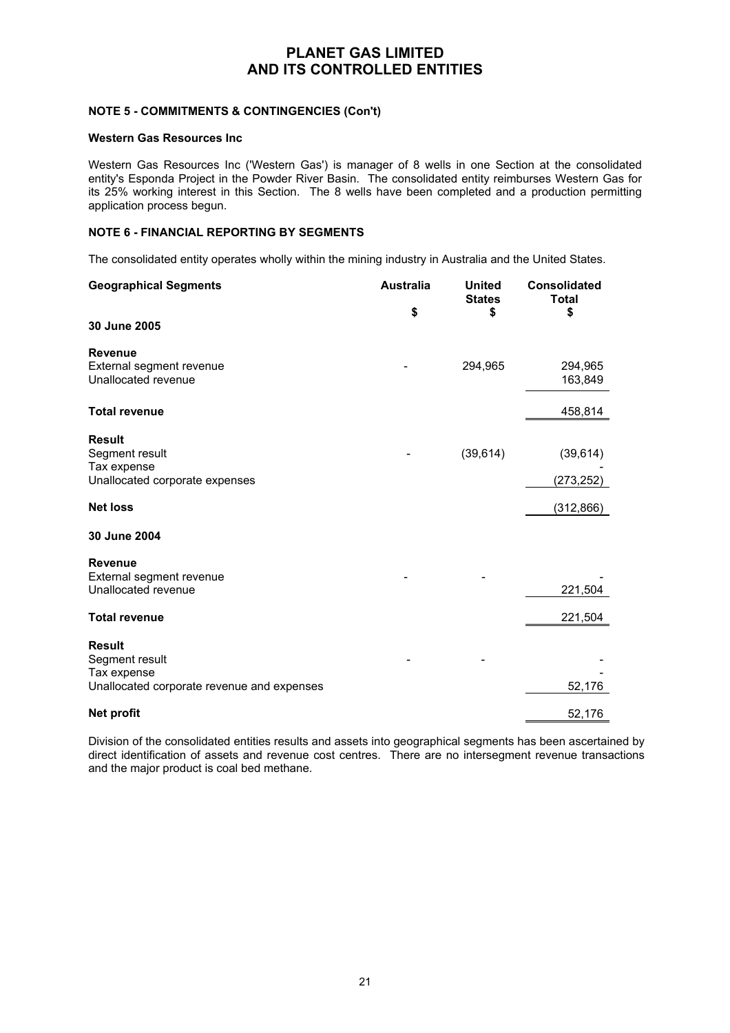### NOTE 5 - COMMITMENTS & CONTINGENCIES (Con't)

**Western Gas Resources Inc**

Western Gas Resources Inc ('Western Gas') is manager of 8 wells in one Section at the consolidated entity's Esponda Project in the Powder River Basin. The consolidated entity reimburses Western Gas for its 25% working interest in this Section. The 8 wells have been completed and a production permitting application process begun.

### NOTE 6 - FINANCIAL REPORTING BY SEGMENTS

The consolidated entity operates wholly within the mining industry in Australia and the United States.

| Geographical Segments | Australia<br>$ | United States<br>$ | Consolidated Total<br>$ |
|---|---|---|---|
| **30 June 2005** | | | |
| **Revenue** | | | |
| External segment revenue | - | 294,965 | 294,965 |
| Unallocated revenue | | | 163,849 |
| **Total revenue** | | | 458,814 |
| **Result** | | | |
| Segment result | - | (39,614) | (39,614) |
| Tax expense | | | - |
| Unallocated corporate expenses | | | (273,252) |
| **Net loss** | | | (312,866) |
| **30 June 2004** | | | |
| **Revenue** | | | |
| External segment revenue | - | - | - |
| Unallocated revenue | | | 221,504 |
| **Total revenue** | | | 221,504 |
| **Result** | | | |
| Segment result | - | - | - |
| Tax expense | | | - |
| Unallocated corporate revenue and expenses | | | 52,176 |
| **Net profit** | | | 52,176 |

Division of the consolidated entities results and assets into geographical segments has been ascertained by direct identification of assets and revenue cost centres. There are no intersegment revenue transactions and the major product is coal bed methane.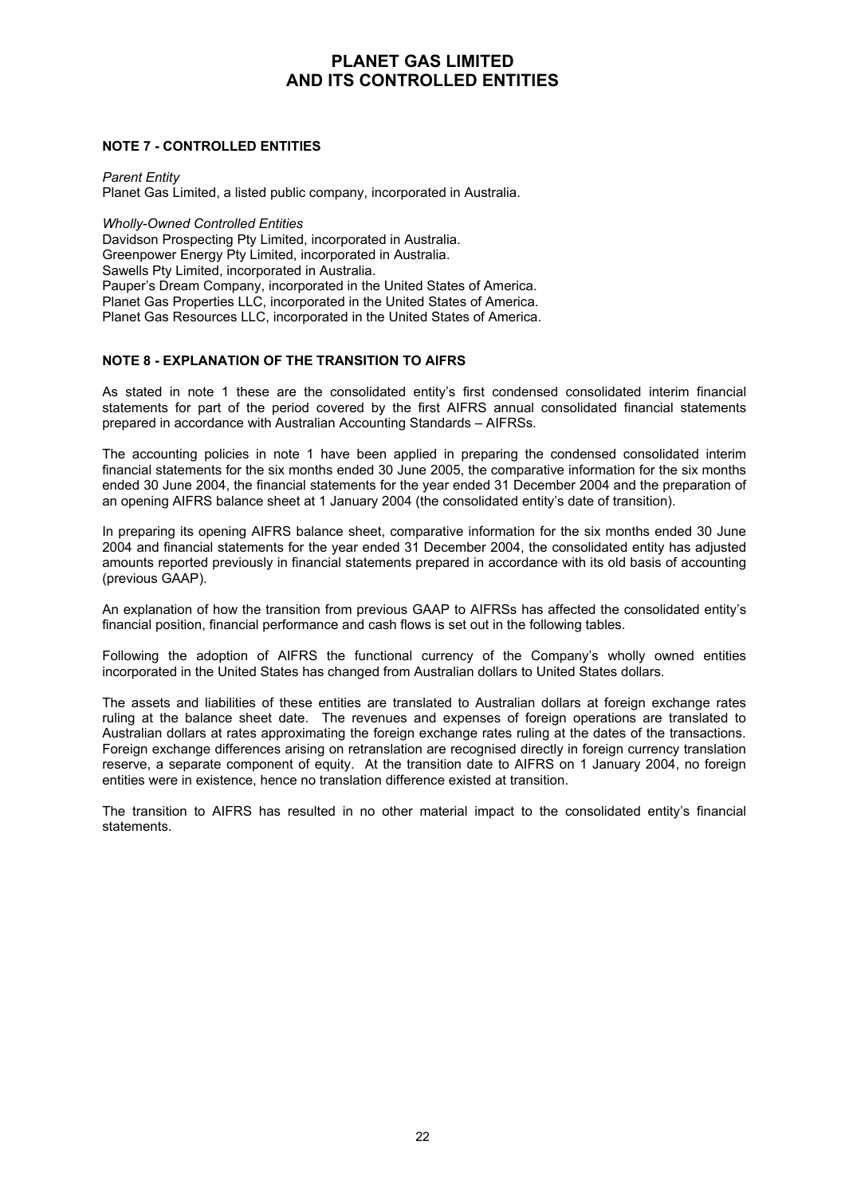## NOTE 7 - CONTROLLED ENTITIES

*Parent Entity*
Planet Gas Limited, a listed public company, incorporated in Australia.

*Wholly-Owned Controlled Entities*
Davidson Prospecting Pty Limited, incorporated in Australia.
Greenpower Energy Pty Limited, incorporated in Australia.
Sawells Pty Limited, incorporated in Australia.
Pauper's Dream Company, incorporated in the United States of America.
Planet Gas Properties LLC, incorporated in the United States of America.
Planet Gas Resources LLC, incorporated in the United States of America.

## NOTE 8 - EXPLANATION OF THE TRANSITION TO AIFRS

As stated in note 1 these are the consolidated entity's first condensed consolidated interim financial statements for part of the period covered by the first AIFRS annual consolidated financial statements prepared in accordance with Australian Accounting Standards – AIFRSs.

The accounting policies in note 1 have been applied in preparing the condensed consolidated interim financial statements for the six months ended 30 June 2005, the comparative information for the six months ended 30 June 2004, the financial statements for the year ended 31 December 2004 and the preparation of an opening AIFRS balance sheet at 1 January 2004 (the consolidated entity's date of transition).

In preparing its opening AIFRS balance sheet, comparative information for the six months ended 30 June 2004 and financial statements for the year ended 31 December 2004, the consolidated entity has adjusted amounts reported previously in financial statements prepared in accordance with its old basis of accounting (previous GAAP).

An explanation of how the transition from previous GAAP to AIFRSs has affected the consolidated entity's financial position, financial performance and cash flows is set out in the following tables.

Following the adoption of AIFRS the functional currency of the Company's wholly owned entities incorporated in the United States has changed from Australian dollars to United States dollars.

The assets and liabilities of these entities are translated to Australian dollars at foreign exchange rates ruling at the balance sheet date. The revenues and expenses of foreign operations are translated to Australian dollars at rates approximating the foreign exchange rates ruling at the dates of the transactions. Foreign exchange differences arising on retranslation are recognised directly in foreign currency translation reserve, a separate component of equity. At the transition date to AIFRS on 1 January 2004, no foreign entities were in existence, hence no translation difference existed at transition.

The transition to AIFRS has resulted in no other material impact to the consolidated entity's financial statements.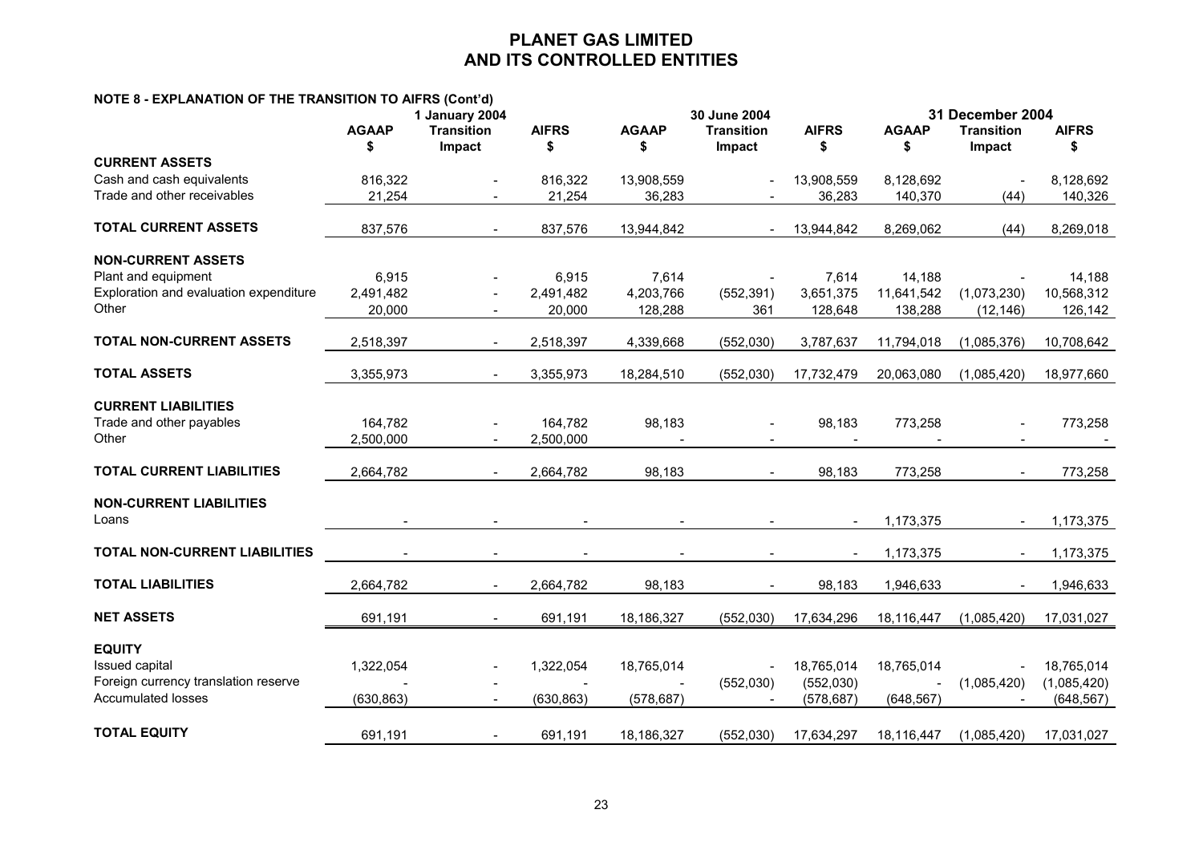# PLANET GAS LIMITED
# AND ITS CONTROLLED ENTITIES

**NOTE 8 - EXPLANATION OF THE TRANSITION TO AIFRS (Cont'd)**

| | 1 January 2004 | | | 30 June 2004 | | | 31 December 2004 | | |
|---|---|---|---|---|---|---|---|---|---|
| | AGAAP $ | Transition Impact | AIFRS $ | AGAAP $ | Transition Impact | AIFRS $ | AGAAP $ | Transition Impact | AIFRS $ |
| **CURRENT ASSETS** | | | | | | | | | |
| Cash and cash equivalents | 816,322 | - | 816,322 | 13,908,559 | - | 13,908,559 | 8,128,692 | - | 8,128,692 |
| Trade and other receivables | 21,254 | - | 21,254 | 36,283 | - | 36,283 | 140,370 | (44) | 140,326 |
| **TOTAL CURRENT ASSETS** | 837,576 | - | 837,576 | 13,944,842 | - | 13,944,842 | 8,269,062 | (44) | 8,269,018 |
| **NON-CURRENT ASSETS** | | | | | | | | | |
| Plant and equipment | 6,915 | - | 6,915 | 7,614 | - | 7,614 | 14,188 | - | 14,188 |
| Exploration and evaluation expenditure | 2,491,482 | - | 2,491,482 | 4,203,766 | (552,391) | 3,651,375 | 11,641,542 | (1,073,230) | 10,568,312 |
| Other | 20,000 | - | 20,000 | 128,288 | 361 | 128,648 | 138,288 | (12,146) | 126,142 |
| **TOTAL NON-CURRENT ASSETS** | 2,518,397 | - | 2,518,397 | 4,339,668 | (552,030) | 3,787,637 | 11,794,018 | (1,085,376) | 10,708,642 |
| **TOTAL ASSETS** | 3,355,973 | - | 3,355,973 | 18,284,510 | (552,030) | 17,732,479 | 20,063,080 | (1,085,420) | 18,977,660 |
| **CURRENT LIABILITIES** | | | | | | | | | |
| Trade and other payables | 164,782 | - | 164,782 | 98,183 | - | 98,183 | 773,258 | - | 773,258 |
| Other | 2,500,000 | - | 2,500,000 | - | - | - | - | - | - |
| **TOTAL CURRENT LIABILITIES** | 2,664,782 | - | 2,664,782 | 98,183 | - | 98,183 | 773,258 | - | 773,258 |
| **NON-CURRENT LIABILITIES** | | | | | | | | | |
| Loans | - | - | - | - | - | - | 1,173,375 | - | 1,173,375 |
| **TOTAL NON-CURRENT LIABILITIES** | - | - | - | - | - | - | 1,173,375 | - | 1,173,375 |
| **TOTAL LIABILITIES** | 2,664,782 | - | 2,664,782 | 98,183 | - | 98,183 | 1,946,633 | - | 1,946,633 |
| **NET ASSETS** | 691,191 | - | 691,191 | 18,186,327 | (552,030) | 17,634,296 | 18,116,447 | (1,085,420) | 17,031,027 |
| **EQUITY** | | | | | | | | | |
| Issued capital | 1,322,054 | - | 1,322,054 | 18,765,014 | - | 18,765,014 | 18,765,014 | - | 18,765,014 |
| Foreign currency translation reserve | - | - | - | - | (552,030) | (552,030) | - | (1,085,420) | (1,085,420) |
| Accumulated losses | (630,863) | - | (630,863) | (578,687) | - | (578,687) | (648,567) | - | (648,567) |
| **TOTAL EQUITY** | 691,191 | - | 691,191 | 18,186,327 | (552,030) | 17,634,297 | 18,116,447 | (1,085,420) | 17,031,027 |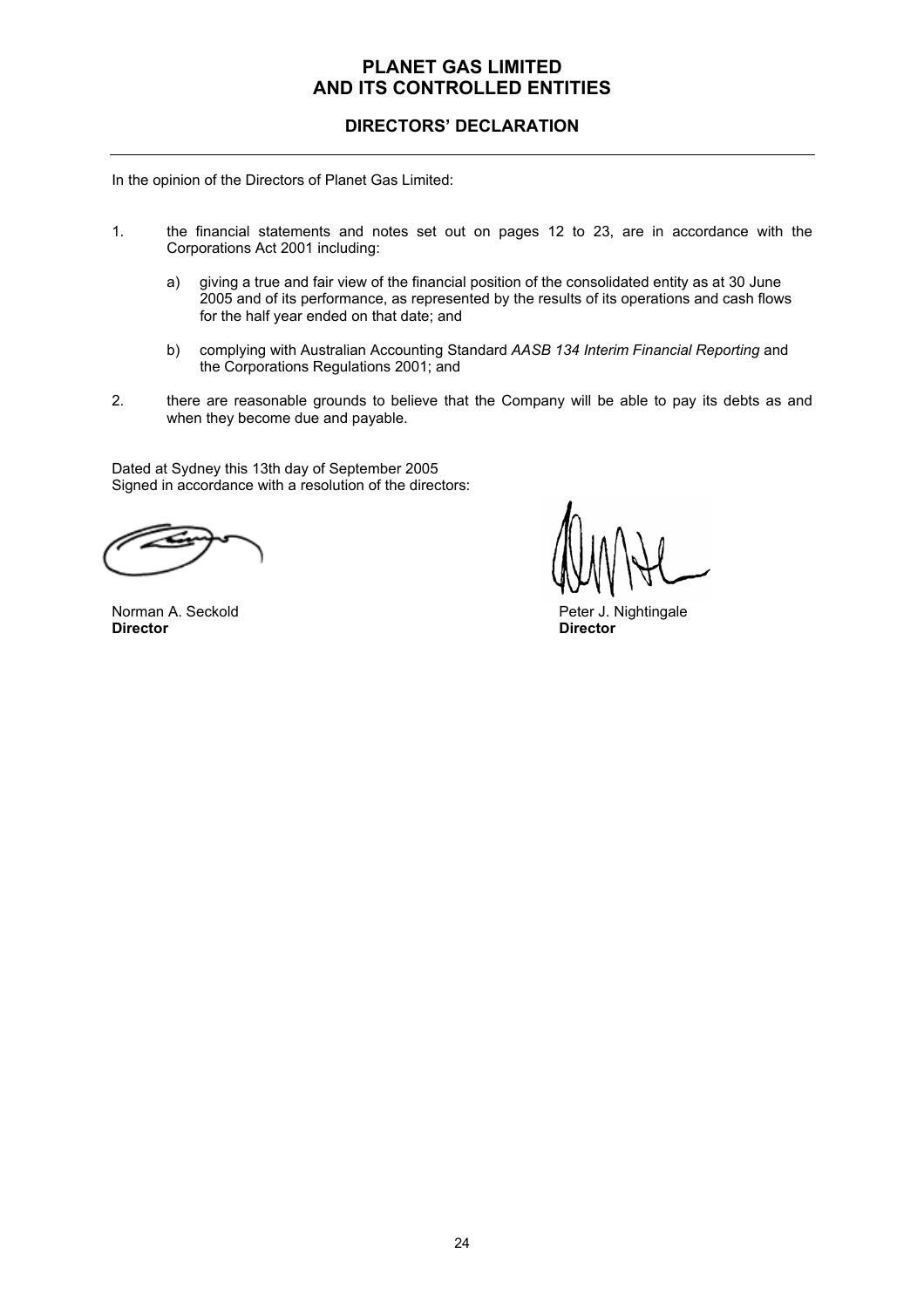# PLANET GAS LIMITED
# AND ITS CONTROLLED ENTITIES

## DIRECTORS' DECLARATION

In the opinion of the Directors of Planet Gas Limited:

1. the financial statements and notes set out on pages 12 to 23, are in accordance with the Corporations Act 2001 including:

   a) giving a true and fair view of the financial position of the consolidated entity as at 30 June 2005 and of its performance, as represented by the results of its operations and cash flows for the half year ended on that date; and

   b) complying with Australian Accounting Standard *AASB 134 Interim Financial Reporting* and the Corporations Regulations 2001; and

2. there are reasonable grounds to believe that the Company will be able to pay its debts as and when they become due and payable.

Dated at Sydney this 13th day of September 2005
Signed in accordance with a resolution of the directors:

Norman A. Seckold
**Director**

Peter J. Nightingale
**Director**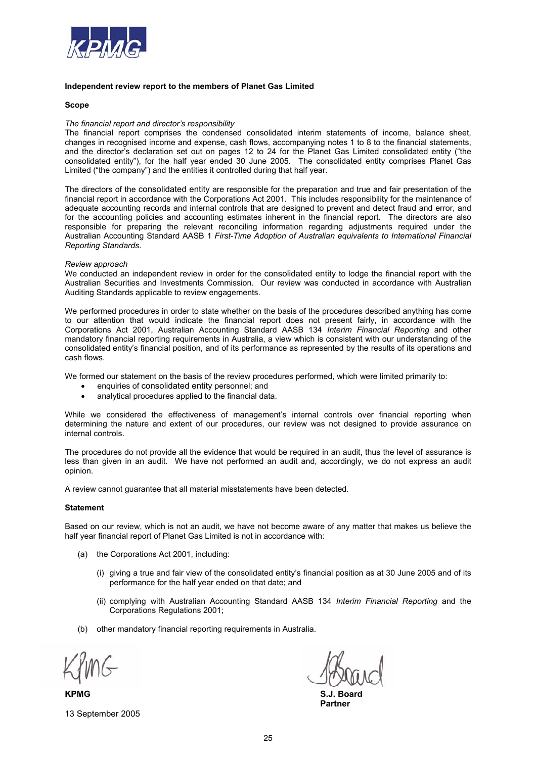**Independent review report to the members of Planet Gas Limited**

**Scope**

*The financial report and director's responsibility*

The financial report comprises the condensed consolidated interim statements of income, balance sheet, changes in recognised income and expense, cash flows, accompanying notes 1 to 8 to the financial statements, and the director's declaration set out on pages 12 to 24 for the Planet Gas Limited consolidated entity ("the consolidated entity"), for the half year ended 30 June 2005. The consolidated entity comprises Planet Gas Limited ("the company") and the entities it controlled during that half year.

The directors of the consolidated entity are responsible for the preparation and true and fair presentation of the financial report in accordance with the Corporations Act 2001. This includes responsibility for the maintenance of adequate accounting records and internal controls that are designed to prevent and detect fraud and error, and for the accounting policies and accounting estimates inherent in the financial report. The directors are also responsible for preparing the relevant reconciling information regarding adjustments required under the Australian Accounting Standard AASB 1 *First-Time Adoption of Australian equivalents to International Financial Reporting Standards*.

*Review approach*

We conducted an independent review in order for the consolidated entity to lodge the financial report with the Australian Securities and Investments Commission. Our review was conducted in accordance with Australian Auditing Standards applicable to review engagements.

We performed procedures in order to state whether on the basis of the procedures described anything has come to our attention that would indicate the financial report does not present fairly, in accordance with the Corporations Act 2001, Australian Accounting Standard AASB 134 *Interim Financial Reporting* and other mandatory financial reporting requirements in Australia, a view which is consistent with our understanding of the consolidated entity's financial position, and of its performance as represented by the results of its operations and cash flows.

We formed our statement on the basis of the review procedures performed, which were limited primarily to:

- enquiries of consolidated entity personnel; and
- analytical procedures applied to the financial data.

While we considered the effectiveness of management's internal controls over financial reporting when determining the nature and extent of our procedures, our review was not designed to provide assurance on internal controls.

The procedures do not provide all the evidence that would be required in an audit, thus the level of assurance is less than given in an audit. We have not performed an audit and, accordingly, we do not express an audit opinion.

A review cannot guarantee that all material misstatements have been detected.

**Statement**

Based on our review, which is not an audit, we have not become aware of any matter that makes us believe the half year financial report of Planet Gas Limited is not in accordance with:

(a) the Corporations Act 2001, including:

(i) giving a true and fair view of the consolidated entity's financial position as at 30 June 2005 and of its performance for the half year ended on that date; and

(ii) complying with Australian Accounting Standard AASB 134 *Interim Financial Reporting* and the Corporations Regulations 2001;

(b) other mandatory financial reporting requirements in Australia.

**KPMG**

13 September 2005

**S.J. Board**
**Partner**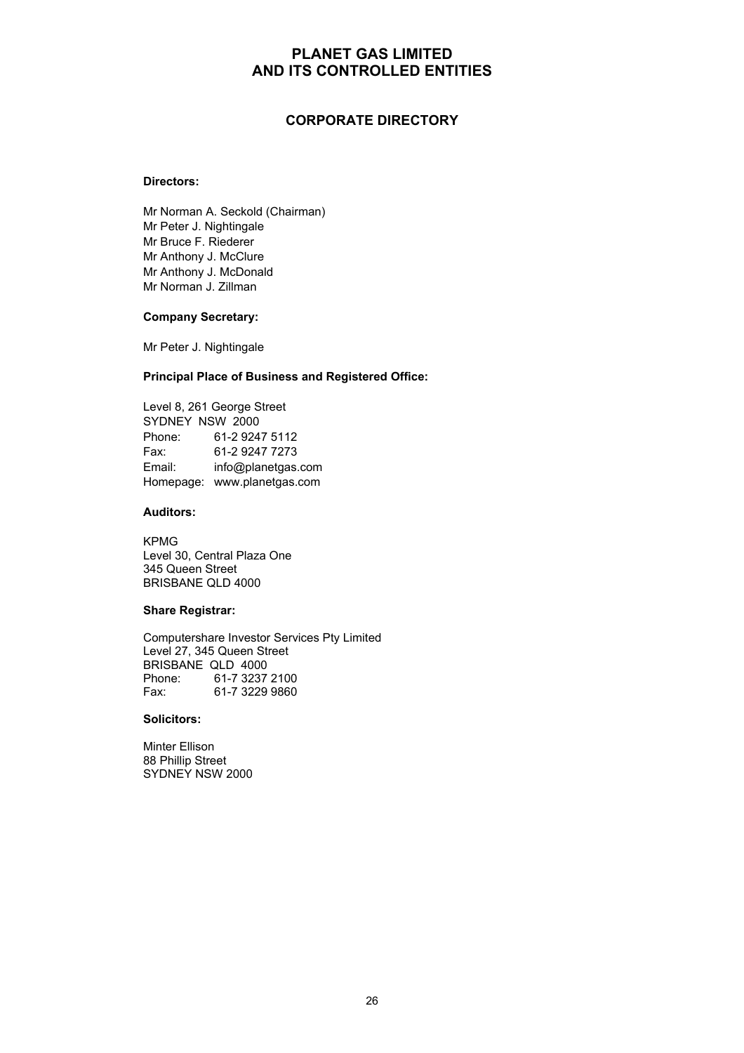# PLANET GAS LIMITED
# AND ITS CONTROLLED ENTITIES

## CORPORATE DIRECTORY

**Directors:**

Mr Norman A. Seckold (Chairman)
Mr Peter J. Nightingale
Mr Bruce F. Riederer
Mr Anthony J. McClure
Mr Anthony J. McDonald
Mr Norman J. Zillman

**Company Secretary:**

Mr Peter J. Nightingale

**Principal Place of Business and Registered Office:**

Level 8, 261 George Street
SYDNEY NSW 2000
Phone: 61-2 9247 5112
Fax: 61-2 9247 7273
Email: info@planetgas.com
Homepage: www.planetgas.com

**Auditors:**

KPMG
Level 30, Central Plaza One
345 Queen Street
BRISBANE QLD 4000

**Share Registrar:**

Computershare Investor Services Pty Limited
Level 27, 345 Queen Street
BRISBANE QLD 4000
Phone: 61-7 3237 2100
Fax: 61-7 3229 9860

**Solicitors:**

Minter Ellison
88 Phillip Street
SYDNEY NSW 2000